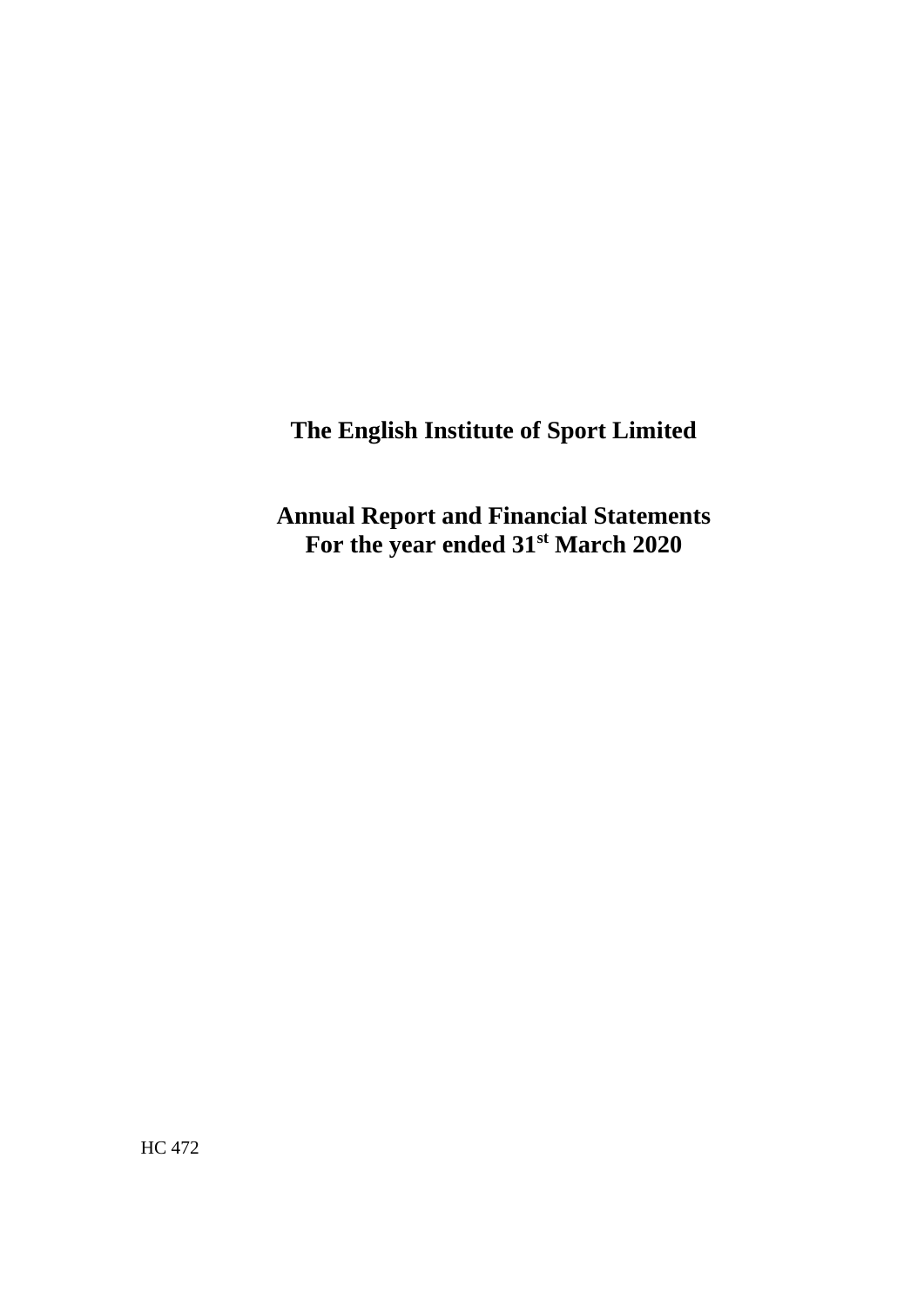# The English Institute of Sport Limited

## Annual Report and Financial Statements
## For the year ended 31st March 2020

HC 472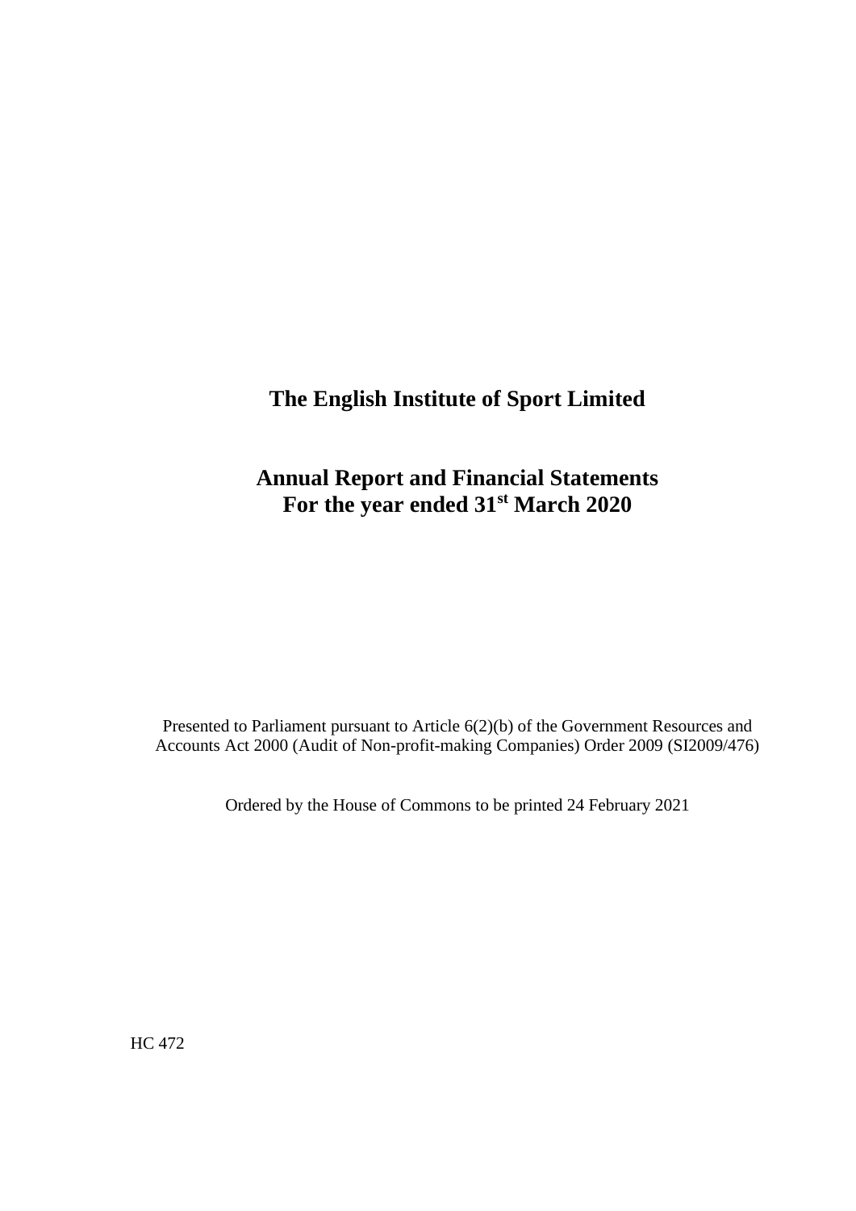# The English Institute of Sport Limited

## Annual Report and Financial Statements
## For the year ended 31st March 2020

Presented to Parliament pursuant to Article 6(2)(b) of the Government Resources and Accounts Act 2000 (Audit of Non-profit-making Companies) Order 2009 (SI2009/476)

Ordered by the House of Commons to be printed 24 February 2021

HC 472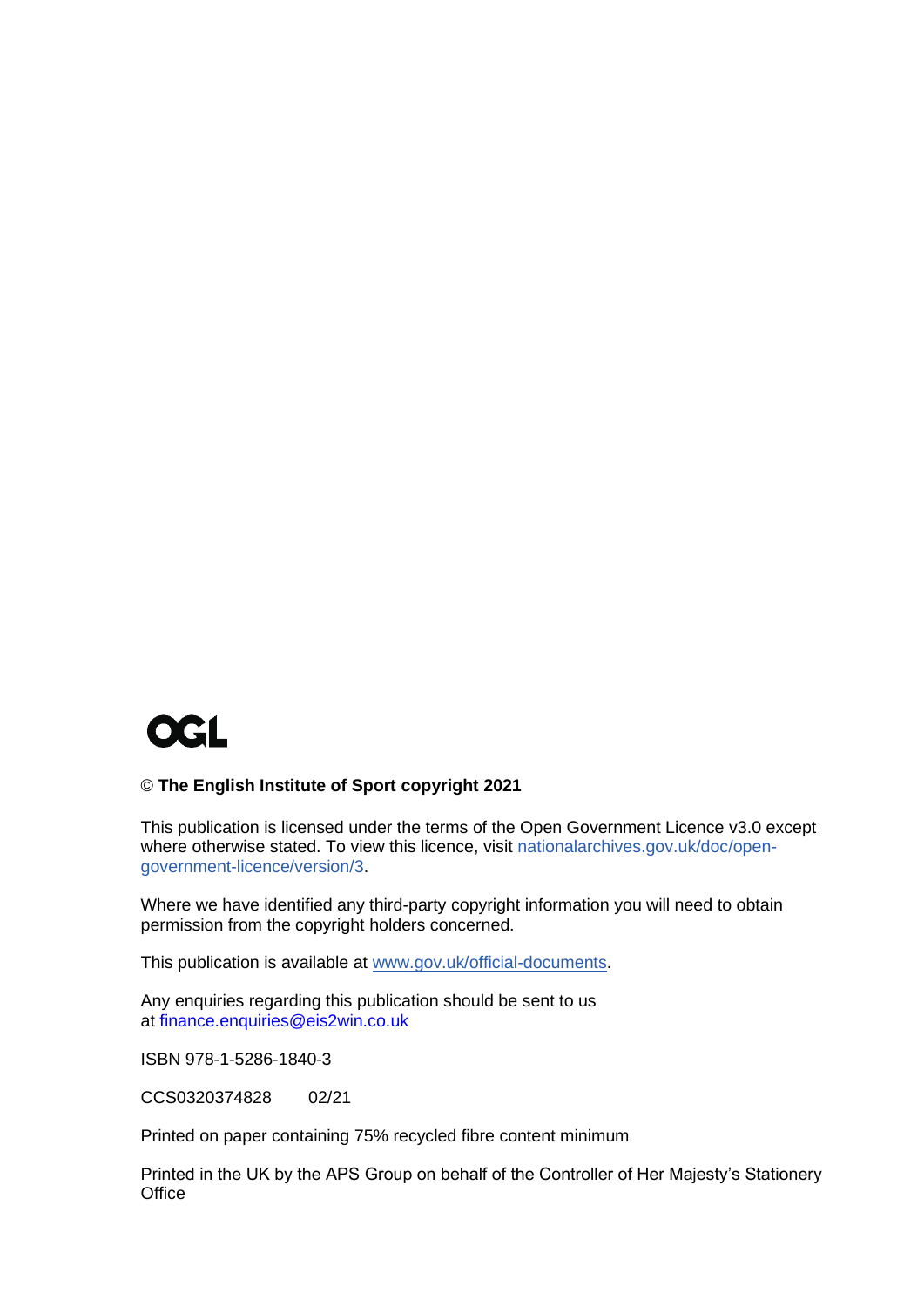OGL

© **The English Institute of Sport copyright 2021**

This publication is licensed under the terms of the Open Government Licence v3.0 except where otherwise stated. To view this licence, visit nationalarchives.gov.uk/doc/open-government-licence/version/3.

Where we have identified any third-party copyright information you will need to obtain permission from the copyright holders concerned.

This publication is available at www.gov.uk/official-documents.

Any enquiries regarding this publication should be sent to us at finance.enquiries@eis2win.co.uk

ISBN 978-1-5286-1840-3

CCS0320374828 02/21

Printed on paper containing 75% recycled fibre content minimum

Printed in the UK by the APS Group on behalf of the Controller of Her Majesty's Stationery Office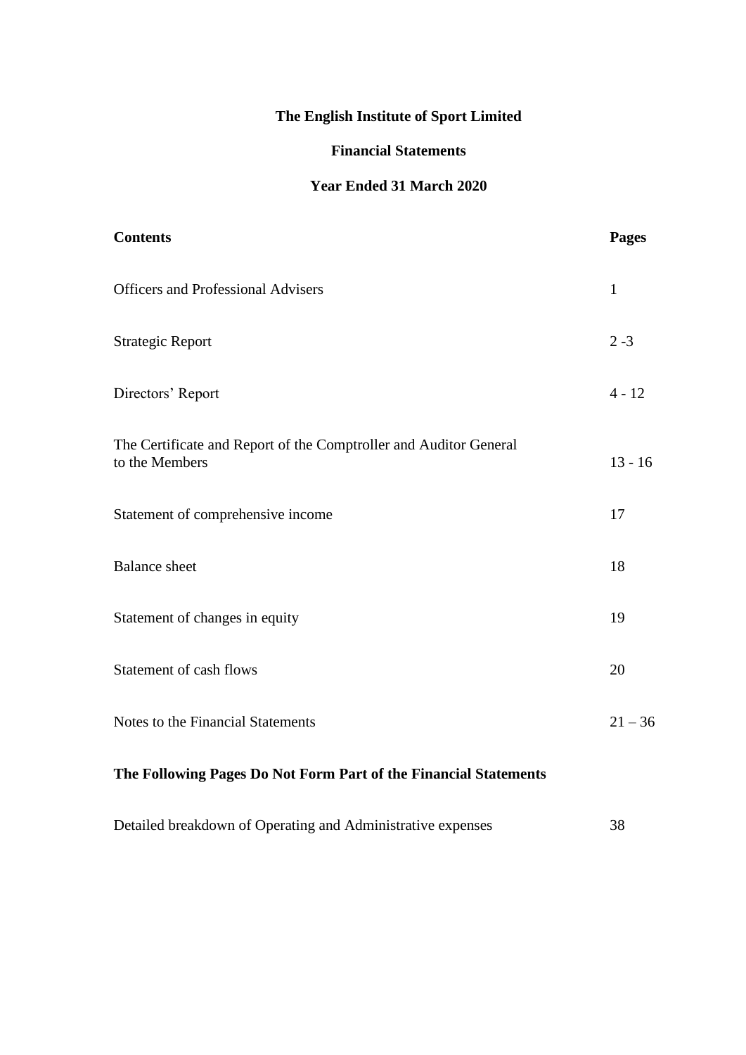# The English Institute of Sport Limited

## Financial Statements

## Year Ended 31 March 2020

| **Contents** | **Pages** |
|---|---|
| Officers and Professional Advisers | 1 |
| Strategic Report | 2 -3 |
| Directors' Report | 4 - 12 |
| The Certificate and Report of the Comptroller and Auditor General to the Members | 13 - 16 |
| Statement of comprehensive income | 17 |
| Balance sheet | 18 |
| Statement of changes in equity | 19 |
| Statement of cash flows | 20 |
| Notes to the Financial Statements | 21 – 36 |

**The Following Pages Do Not Form Part of the Financial Statements**

| | |
|---|---|
| Detailed breakdown of Operating and Administrative expenses | 38 |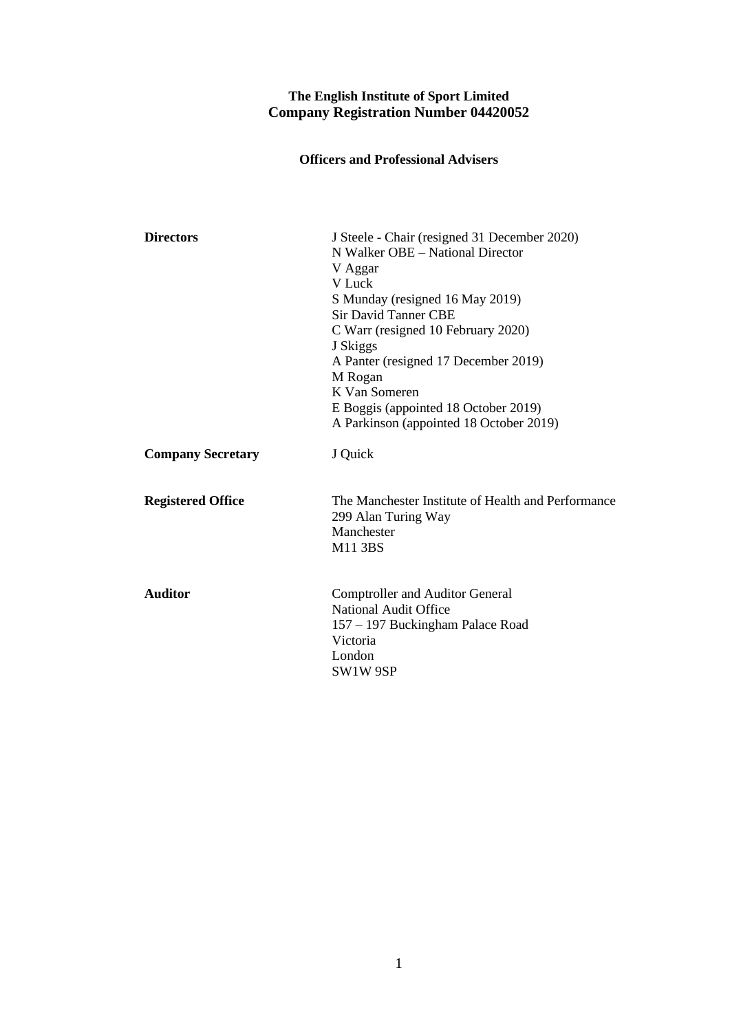**The English Institute of Sport Limited**
**Company Registration Number 04420052**

## Officers and Professional Advisers

| | |
|---|---|
| **Directors** | J Steele - Chair (resigned 31 December 2020)<br>N Walker OBE – National Director<br>V Aggar<br>V Luck<br>S Munday (resigned 16 May 2019)<br>Sir David Tanner CBE<br>C Warr (resigned 10 February 2020)<br>J Skiggs<br>A Panter (resigned 17 December 2019)<br>M Rogan<br>K Van Someren<br>E Boggis (appointed 18 October 2019)<br>A Parkinson (appointed 18 October 2019) |
| **Company Secretary** | J Quick |
| **Registered Office** | The Manchester Institute of Health and Performance<br>299 Alan Turing Way<br>Manchester<br>M11 3BS |
| **Auditor** | Comptroller and Auditor General<br>National Audit Office<br>157 – 197 Buckingham Palace Road<br>Victoria<br>London<br>SW1W 9SP |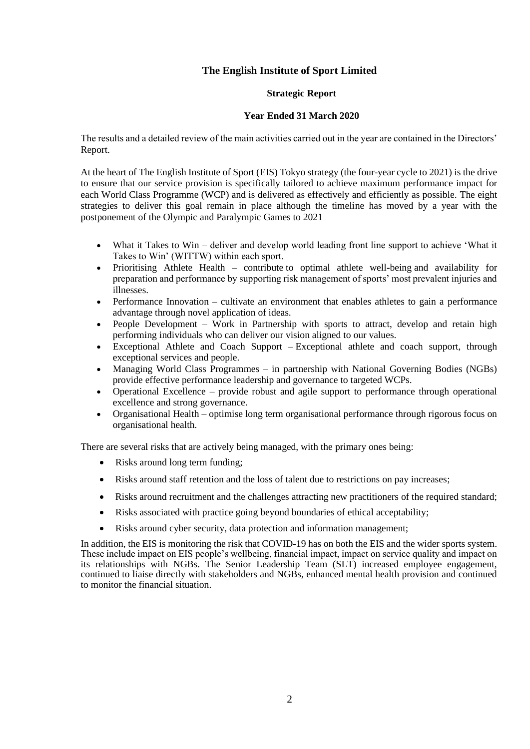# The English Institute of Sport Limited

## Strategic Report

### Year Ended 31 March 2020

The results and a detailed review of the main activities carried out in the year are contained in the Directors' Report.

At the heart of The English Institute of Sport (EIS) Tokyo strategy (the four-year cycle to 2021) is the drive to ensure that our service provision is specifically tailored to achieve maximum performance impact for each World Class Programme (WCP) and is delivered as effectively and efficiently as possible. The eight strategies to deliver this goal remain in place although the timeline has moved by a year with the postponement of the Olympic and Paralympic Games to 2021

- What it Takes to Win – deliver and develop world leading front line support to achieve 'What it Takes to Win' (WITTW) within each sport.
- Prioritising Athlete Health – contribute to optimal athlete well-being and availability for preparation and performance by supporting risk management of sports' most prevalent injuries and illnesses.
- Performance Innovation – cultivate an environment that enables athletes to gain a performance advantage through novel application of ideas.
- People Development – Work in Partnership with sports to attract, develop and retain high performing individuals who can deliver our vision aligned to our values.
- Exceptional Athlete and Coach Support – Exceptional athlete and coach support, through exceptional services and people.
- Managing World Class Programmes – in partnership with National Governing Bodies (NGBs) provide effective performance leadership and governance to targeted WCPs.
- Operational Excellence – provide robust and agile support to performance through operational excellence and strong governance.
- Organisational Health – optimise long term organisational performance through rigorous focus on organisational health.

There are several risks that are actively being managed, with the primary ones being:

- Risks around long term funding;
- Risks around staff retention and the loss of talent due to restrictions on pay increases;
- Risks around recruitment and the challenges attracting new practitioners of the required standard;
- Risks associated with practice going beyond boundaries of ethical acceptability;
- Risks around cyber security, data protection and information management;

In addition, the EIS is monitoring the risk that COVID-19 has on both the EIS and the wider sports system. These include impact on EIS people's wellbeing, financial impact, impact on service quality and impact on its relationships with NGBs. The Senior Leadership Team (SLT) increased employee engagement, continued to liaise directly with stakeholders and NGBs, enhanced mental health provision and continued to monitor the financial situation.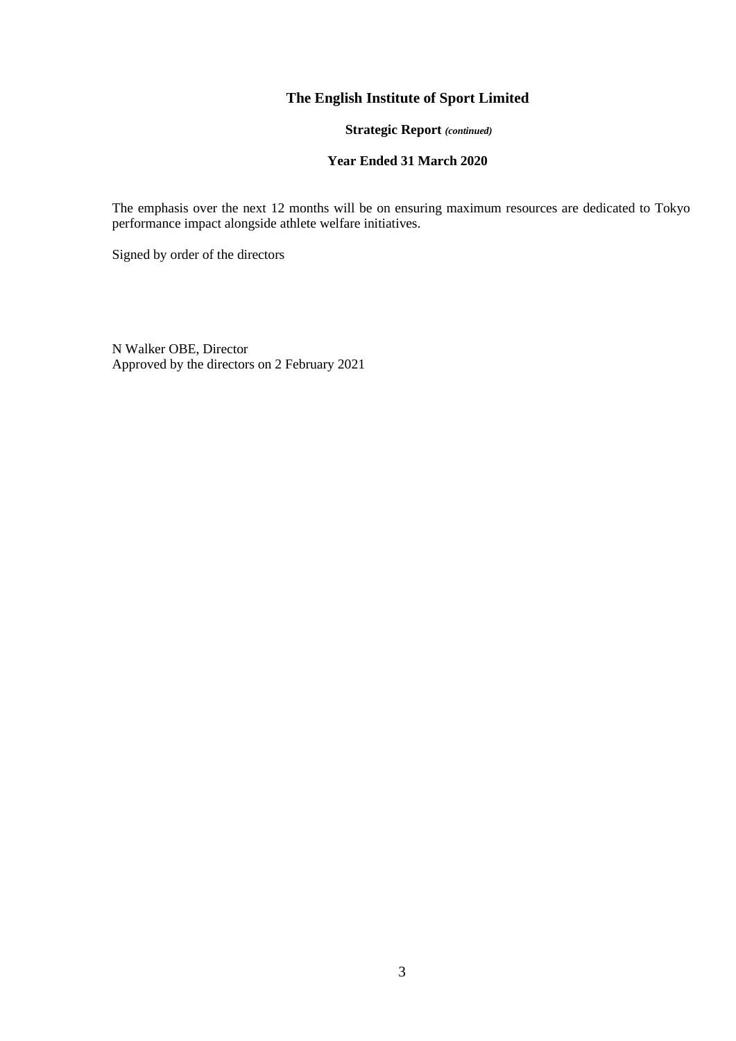# The English Institute of Sport Limited

**Strategic Report** *(continued)*

**Year Ended 31 March 2020**

The emphasis over the next 12 months will be on ensuring maximum resources are dedicated to Tokyo performance impact alongside athlete welfare initiatives.

Signed by order of the directors

N Walker OBE, Director
Approved by the directors on 2 February 2021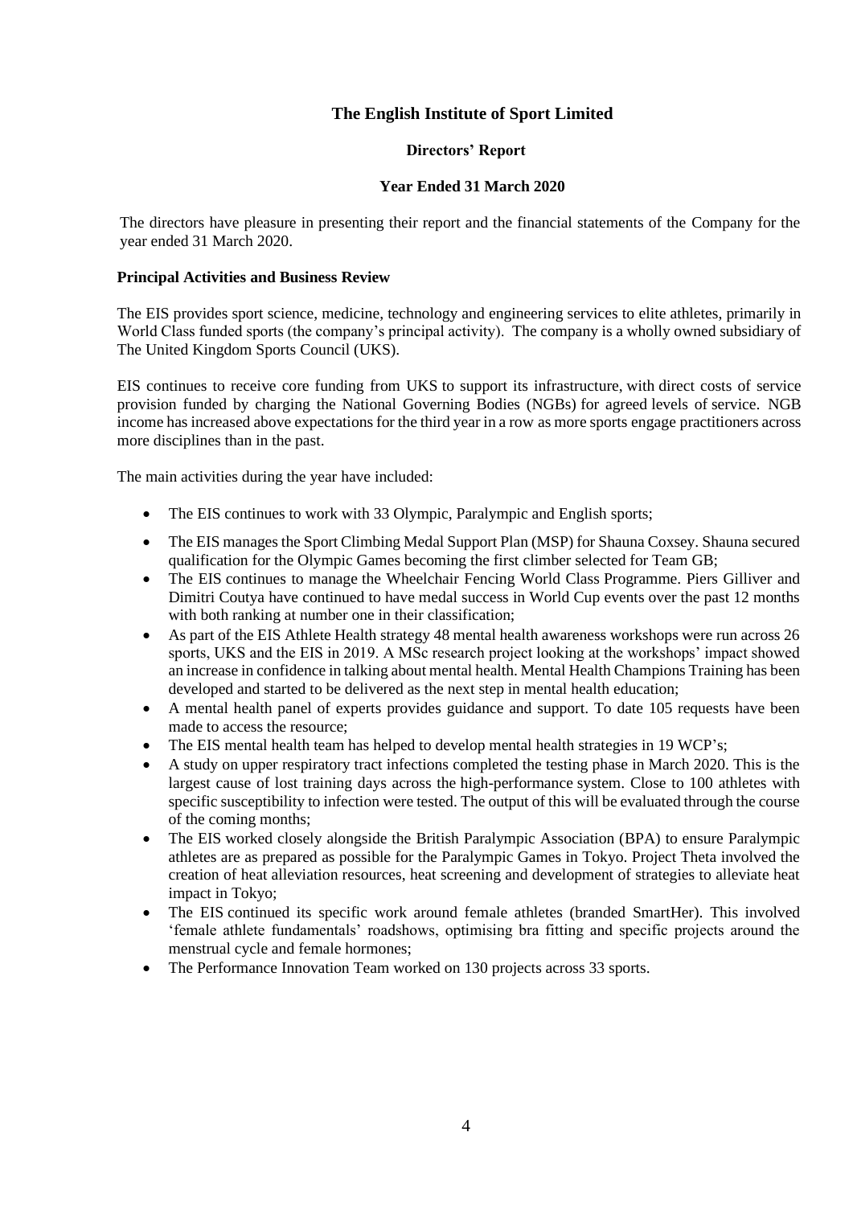# The English Institute of Sport Limited

## Directors' Report

## Year Ended 31 March 2020

The directors have pleasure in presenting their report and the financial statements of the Company for the year ended 31 March 2020.

### Principal Activities and Business Review

The EIS provides sport science, medicine, technology and engineering services to elite athletes, primarily in World Class funded sports (the company's principal activity). The company is a wholly owned subsidiary of The United Kingdom Sports Council (UKS).

EIS continues to receive core funding from UKS to support its infrastructure, with direct costs of service provision funded by charging the National Governing Bodies (NGBs) for agreed levels of service. NGB income has increased above expectations for the third year in a row as more sports engage practitioners across more disciplines than in the past.

The main activities during the year have included:

- The EIS continues to work with 33 Olympic, Paralympic and English sports;
- The EIS manages the Sport Climbing Medal Support Plan (MSP) for Shauna Coxsey. Shauna secured qualification for the Olympic Games becoming the first climber selected for Team GB;
- The EIS continues to manage the Wheelchair Fencing World Class Programme. Piers Gilliver and Dimitri Coutya have continued to have medal success in World Cup events over the past 12 months with both ranking at number one in their classification;
- As part of the EIS Athlete Health strategy 48 mental health awareness workshops were run across 26 sports, UKS and the EIS in 2019. A MSc research project looking at the workshops' impact showed an increase in confidence in talking about mental health. Mental Health Champions Training has been developed and started to be delivered as the next step in mental health education;
- A mental health panel of experts provides guidance and support. To date 105 requests have been made to access the resource;
- The EIS mental health team has helped to develop mental health strategies in 19 WCP's;
- A study on upper respiratory tract infections completed the testing phase in March 2020. This is the largest cause of lost training days across the high-performance system. Close to 100 athletes with specific susceptibility to infection were tested. The output of this will be evaluated through the course of the coming months;
- The EIS worked closely alongside the British Paralympic Association (BPA) to ensure Paralympic athletes are as prepared as possible for the Paralympic Games in Tokyo. Project Theta involved the creation of heat alleviation resources, heat screening and development of strategies to alleviate heat impact in Tokyo;
- The EIS continued its specific work around female athletes (branded SmartHer). This involved 'female athlete fundamentals' roadshows, optimising bra fitting and specific projects around the menstrual cycle and female hormones;
- The Performance Innovation Team worked on 130 projects across 33 sports.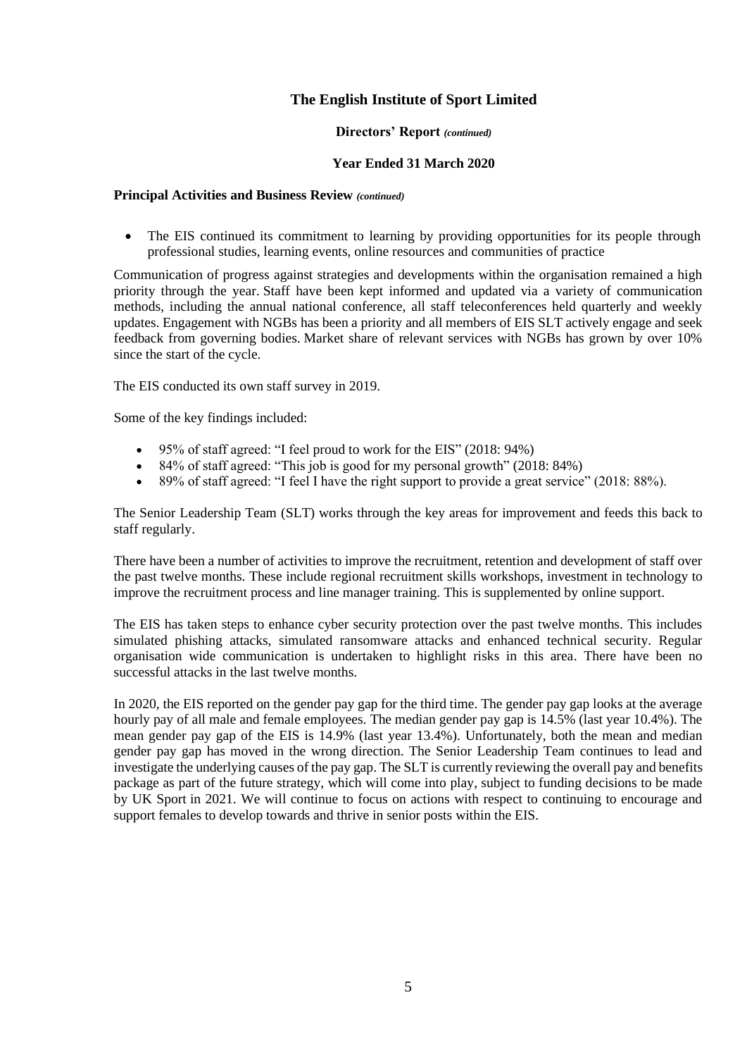# The English Institute of Sport Limited

**Directors' Report** *(continued)*

**Year Ended 31 March 2020**

**Principal Activities and Business Review** *(continued)*

- The EIS continued its commitment to learning by providing opportunities for its people through professional studies, learning events, online resources and communities of practice

Communication of progress against strategies and developments within the organisation remained a high priority through the year. Staff have been kept informed and updated via a variety of communication methods, including the annual national conference, all staff teleconferences held quarterly and weekly updates. Engagement with NGBs has been a priority and all members of EIS SLT actively engage and seek feedback from governing bodies. Market share of relevant services with NGBs has grown by over 10% since the start of the cycle.

The EIS conducted its own staff survey in 2019.

Some of the key findings included:

- 95% of staff agreed: "I feel proud to work for the EIS" (2018: 94%)
- 84% of staff agreed: "This job is good for my personal growth" (2018: 84%)
- 89% of staff agreed: "I feel I have the right support to provide a great service" (2018: 88%).

The Senior Leadership Team (SLT) works through the key areas for improvement and feeds this back to staff regularly.

There have been a number of activities to improve the recruitment, retention and development of staff over the past twelve months. These include regional recruitment skills workshops, investment in technology to improve the recruitment process and line manager training. This is supplemented by online support.

The EIS has taken steps to enhance cyber security protection over the past twelve months. This includes simulated phishing attacks, simulated ransomware attacks and enhanced technical security. Regular organisation wide communication is undertaken to highlight risks in this area. There have been no successful attacks in the last twelve months.

In 2020, the EIS reported on the gender pay gap for the third time. The gender pay gap looks at the average hourly pay of all male and female employees. The median gender pay gap is 14.5% (last year 10.4%). The mean gender pay gap of the EIS is 14.9% (last year 13.4%). Unfortunately, both the mean and median gender pay gap has moved in the wrong direction. The Senior Leadership Team continues to lead and investigate the underlying causes of the pay gap. The SLT is currently reviewing the overall pay and benefits package as part of the future strategy, which will come into play, subject to funding decisions to be made by UK Sport in 2021. We will continue to focus on actions with respect to continuing to encourage and support females to develop towards and thrive in senior posts within the EIS.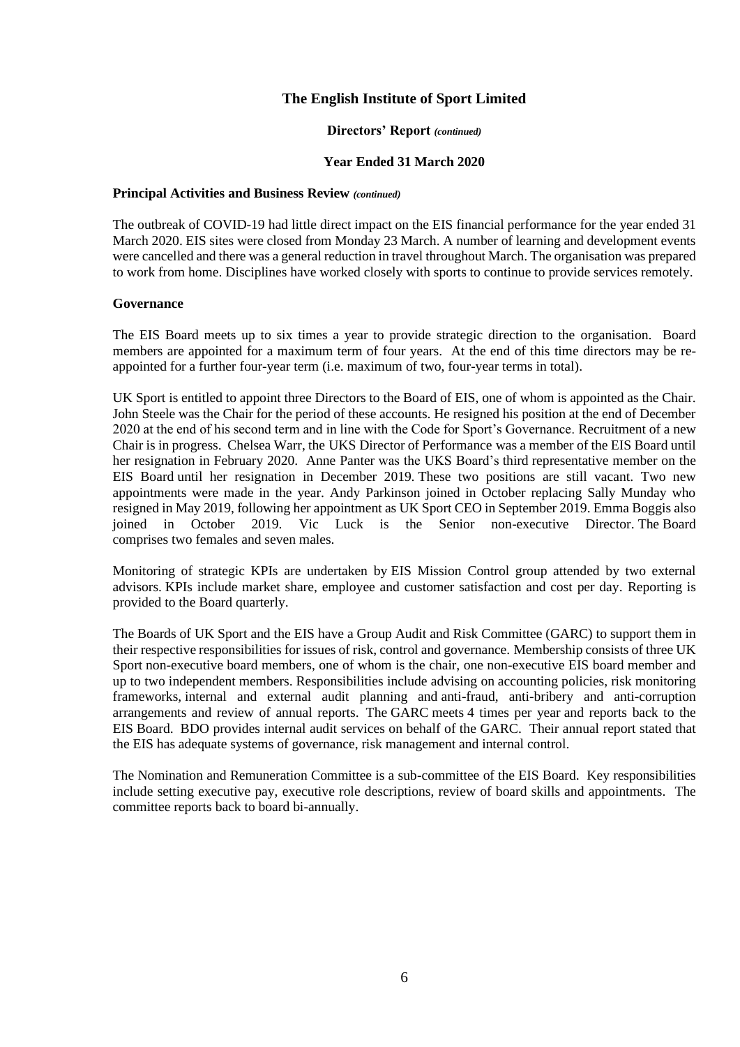# The English Institute of Sport Limited

**Directors' Report** *(continued)*

**Year Ended 31 March 2020**

**Principal Activities and Business Review** *(continued)*

The outbreak of COVID-19 had little direct impact on the EIS financial performance for the year ended 31 March 2020. EIS sites were closed from Monday 23 March. A number of learning and development events were cancelled and there was a general reduction in travel throughout March. The organisation was prepared to work from home. Disciplines have worked closely with sports to continue to provide services remotely.

**Governance**

The EIS Board meets up to six times a year to provide strategic direction to the organisation. Board members are appointed for a maximum term of four years. At the end of this time directors may be re-appointed for a further four-year term (i.e. maximum of two, four-year terms in total).

UK Sport is entitled to appoint three Directors to the Board of EIS, one of whom is appointed as the Chair. John Steele was the Chair for the period of these accounts. He resigned his position at the end of December 2020 at the end of his second term and in line with the Code for Sport's Governance. Recruitment of a new Chair is in progress. Chelsea Warr, the UKS Director of Performance was a member of the EIS Board until her resignation in February 2020. Anne Panter was the UKS Board's third representative member on the EIS Board until her resignation in December 2019. These two positions are still vacant. Two new appointments were made in the year. Andy Parkinson joined in October replacing Sally Munday who resigned in May 2019, following her appointment as UK Sport CEO in September 2019. Emma Boggis also joined in October 2019. Vic Luck is the Senior non-executive Director. The Board comprises two females and seven males.

Monitoring of strategic KPIs are undertaken by EIS Mission Control group attended by two external advisors. KPIs include market share, employee and customer satisfaction and cost per day. Reporting is provided to the Board quarterly.

The Boards of UK Sport and the EIS have a Group Audit and Risk Committee (GARC) to support them in their respective responsibilities for issues of risk, control and governance. Membership consists of three UK Sport non-executive board members, one of whom is the chair, one non-executive EIS board member and up to two independent members. Responsibilities include advising on accounting policies, risk monitoring frameworks, internal and external audit planning and anti-fraud, anti-bribery and anti-corruption arrangements and review of annual reports. The GARC meets 4 times per year and reports back to the EIS Board. BDO provides internal audit services on behalf of the GARC. Their annual report stated that the EIS has adequate systems of governance, risk management and internal control.

The Nomination and Remuneration Committee is a sub-committee of the EIS Board. Key responsibilities include setting executive pay, executive role descriptions, review of board skills and appointments. The committee reports back to board bi-annually.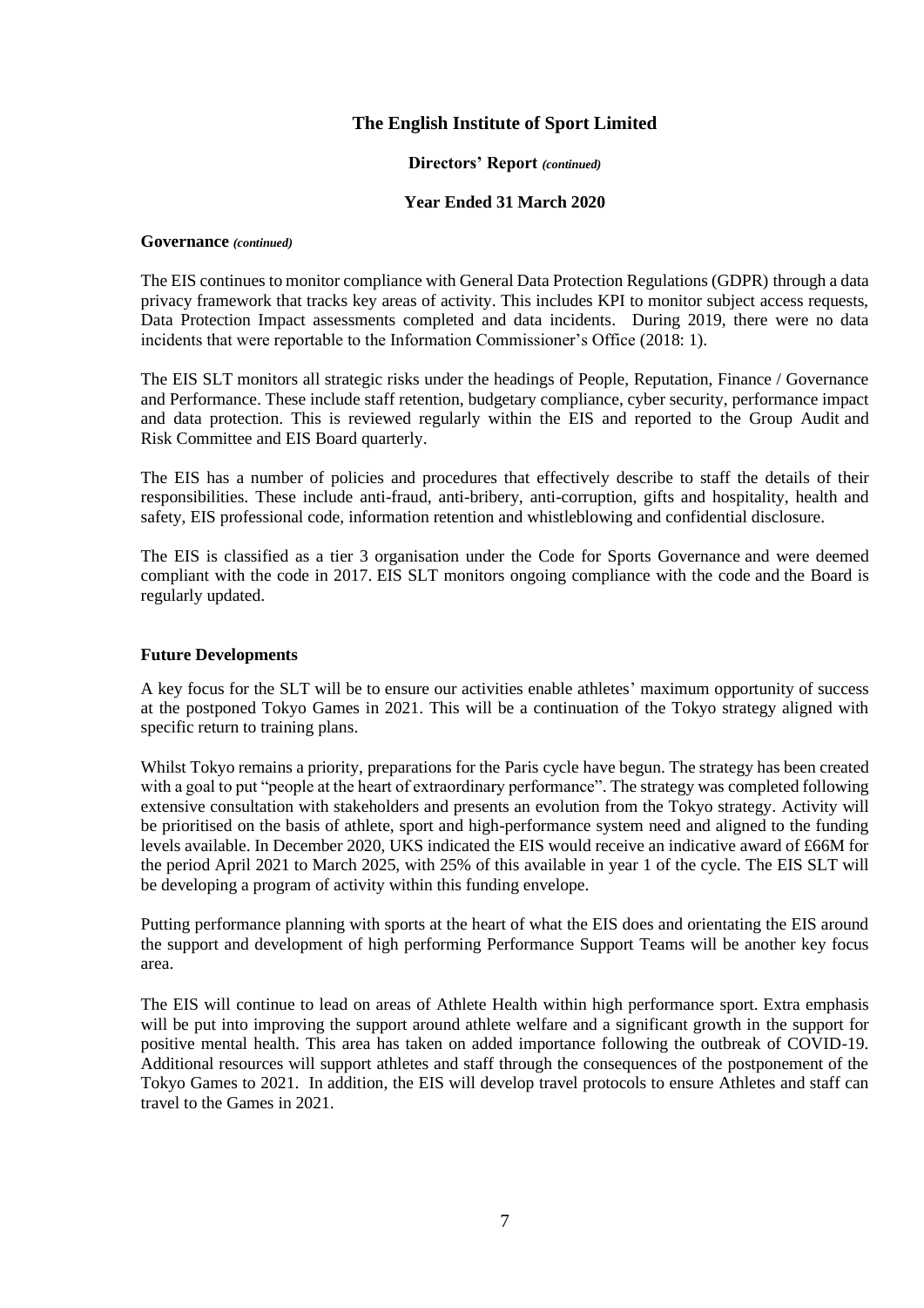**Governance** *(continued)*

The EIS continues to monitor compliance with General Data Protection Regulations (GDPR) through a data privacy framework that tracks key areas of activity. This includes KPI to monitor subject access requests, Data Protection Impact assessments completed and data incidents. During 2019, there were no data incidents that were reportable to the Information Commissioner's Office (2018: 1).

The EIS SLT monitors all strategic risks under the headings of People, Reputation, Finance / Governance and Performance. These include staff retention, budgetary compliance, cyber security, performance impact and data protection. This is reviewed regularly within the EIS and reported to the Group Audit and Risk Committee and EIS Board quarterly.

The EIS has a number of policies and procedures that effectively describe to staff the details of their responsibilities. These include anti-fraud, anti-bribery, anti-corruption, gifts and hospitality, health and safety, EIS professional code, information retention and whistleblowing and confidential disclosure.

The EIS is classified as a tier 3 organisation under the Code for Sports Governance and were deemed compliant with the code in 2017. EIS SLT monitors ongoing compliance with the code and the Board is regularly updated.

**Future Developments**

A key focus for the SLT will be to ensure our activities enable athletes' maximum opportunity of success at the postponed Tokyo Games in 2021. This will be a continuation of the Tokyo strategy aligned with specific return to training plans.

Whilst Tokyo remains a priority, preparations for the Paris cycle have begun. The strategy has been created with a goal to put "people at the heart of extraordinary performance". The strategy was completed following extensive consultation with stakeholders and presents an evolution from the Tokyo strategy. Activity will be prioritised on the basis of athlete, sport and high-performance system need and aligned to the funding levels available. In December 2020, UKS indicated the EIS would receive an indicative award of £66M for the period April 2021 to March 2025, with 25% of this available in year 1 of the cycle. The EIS SLT will be developing a program of activity within this funding envelope.

Putting performance planning with sports at the heart of what the EIS does and orientating the EIS around the support and development of high performing Performance Support Teams will be another key focus area.

The EIS will continue to lead on areas of Athlete Health within high performance sport. Extra emphasis will be put into improving the support around athlete welfare and a significant growth in the support for positive mental health. This area has taken on added importance following the outbreak of COVID-19. Additional resources will support athletes and staff through the consequences of the postponement of the Tokyo Games to 2021. In addition, the EIS will develop travel protocols to ensure Athletes and staff can travel to the Games in 2021.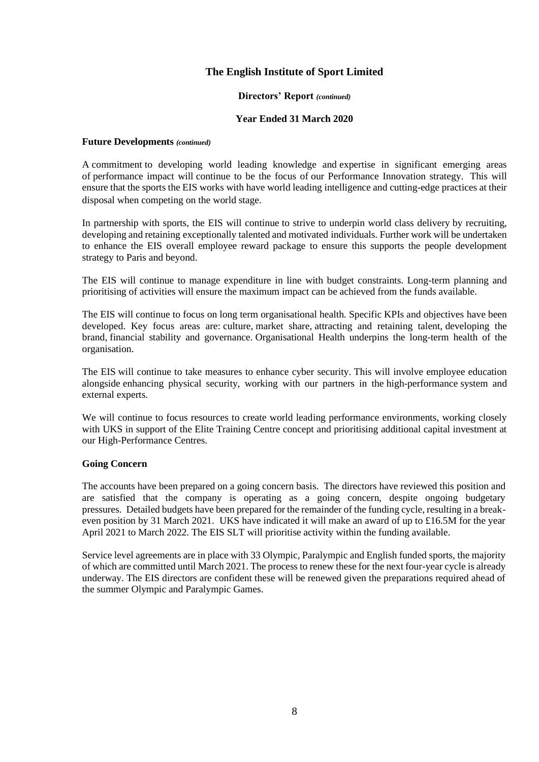# The English Institute of Sport Limited

**Directors' Report** *(continued)*

**Year Ended 31 March 2020**

**Future Developments** *(continued)*

A commitment to developing world leading knowledge and expertise in significant emerging areas of performance impact will continue to be the focus of our Performance Innovation strategy. This will ensure that the sports the EIS works with have world leading intelligence and cutting-edge practices at their disposal when competing on the world stage.

In partnership with sports, the EIS will continue to strive to underpin world class delivery by recruiting, developing and retaining exceptionally talented and motivated individuals. Further work will be undertaken to enhance the EIS overall employee reward package to ensure this supports the people development strategy to Paris and beyond.

The EIS will continue to manage expenditure in line with budget constraints. Long-term planning and prioritising of activities will ensure the maximum impact can be achieved from the funds available.

The EIS will continue to focus on long term organisational health. Specific KPIs and objectives have been developed. Key focus areas are: culture, market share, attracting and retaining talent, developing the brand, financial stability and governance. Organisational Health underpins the long-term health of the organisation.

The EIS will continue to take measures to enhance cyber security. This will involve employee education alongside enhancing physical security, working with our partners in the high-performance system and external experts.

We will continue to focus resources to create world leading performance environments, working closely with UKS in support of the Elite Training Centre concept and prioritising additional capital investment at our High-Performance Centres.

**Going Concern**

The accounts have been prepared on a going concern basis. The directors have reviewed this position and are satisfied that the company is operating as a going concern, despite ongoing budgetary pressures. Detailed budgets have been prepared for the remainder of the funding cycle, resulting in a break-even position by 31 March 2021. UKS have indicated it will make an award of up to £16.5M for the year April 2021 to March 2022. The EIS SLT will prioritise activity within the funding available.

Service level agreements are in place with 33 Olympic, Paralympic and English funded sports, the majority of which are committed until March 2021. The process to renew these for the next four-year cycle is already underway. The EIS directors are confident these will be renewed given the preparations required ahead of the summer Olympic and Paralympic Games.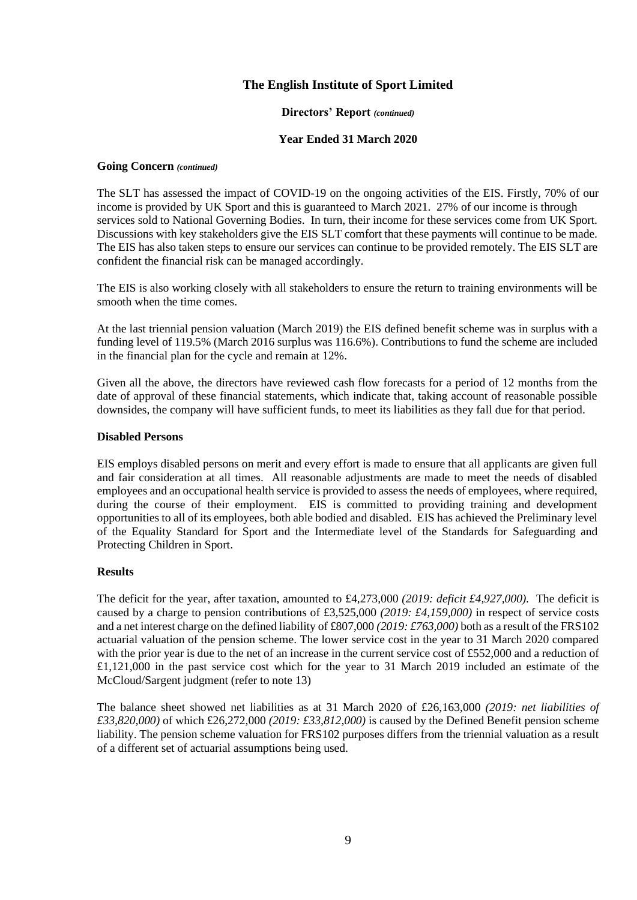# The English Institute of Sport Limited

**Directors' Report** *(continued)*

**Year Ended 31 March 2020**

**Going Concern** *(continued)*

The SLT has assessed the impact of COVID-19 on the ongoing activities of the EIS. Firstly, 70% of our income is provided by UK Sport and this is guaranteed to March 2021. 27% of our income is through services sold to National Governing Bodies. In turn, their income for these services come from UK Sport. Discussions with key stakeholders give the EIS SLT comfort that these payments will continue to be made. The EIS has also taken steps to ensure our services can continue to be provided remotely. The EIS SLT are confident the financial risk can be managed accordingly.

The EIS is also working closely with all stakeholders to ensure the return to training environments will be smooth when the time comes.

At the last triennial pension valuation (March 2019) the EIS defined benefit scheme was in surplus with a funding level of 119.5% (March 2016 surplus was 116.6%). Contributions to fund the scheme are included in the financial plan for the cycle and remain at 12%.

Given all the above, the directors have reviewed cash flow forecasts for a period of 12 months from the date of approval of these financial statements, which indicate that, taking account of reasonable possible downsides, the company will have sufficient funds, to meet its liabilities as they fall due for that period.

**Disabled Persons**

EIS employs disabled persons on merit and every effort is made to ensure that all applicants are given full and fair consideration at all times. All reasonable adjustments are made to meet the needs of disabled employees and an occupational health service is provided to assess the needs of employees, where required, during the course of their employment. EIS is committed to providing training and development opportunities to all of its employees, both able bodied and disabled. EIS has achieved the Preliminary level of the Equality Standard for Sport and the Intermediate level of the Standards for Safeguarding and Protecting Children in Sport.

**Results**

The deficit for the year, after taxation, amounted to £4,273,000 *(2019: deficit £4,927,000).* The deficit is caused by a charge to pension contributions of £3,525,000 *(2019: £4,159,000)* in respect of service costs and a net interest charge on the defined liability of £807,000 *(2019: £763,000)* both as a result of the FRS102 actuarial valuation of the pension scheme. The lower service cost in the year to 31 March 2020 compared with the prior year is due to the net of an increase in the current service cost of £552,000 and a reduction of £1,121,000 in the past service cost which for the year to 31 March 2019 included an estimate of the McCloud/Sargent judgment (refer to note 13)

The balance sheet showed net liabilities as at 31 March 2020 of £26,163,000 *(2019: net liabilities of £33,820,000)* of which £26,272,000 *(2019: £33,812,000)* is caused by the Defined Benefit pension scheme liability. The pension scheme valuation for FRS102 purposes differs from the triennial valuation as a result of a different set of actuarial assumptions being used.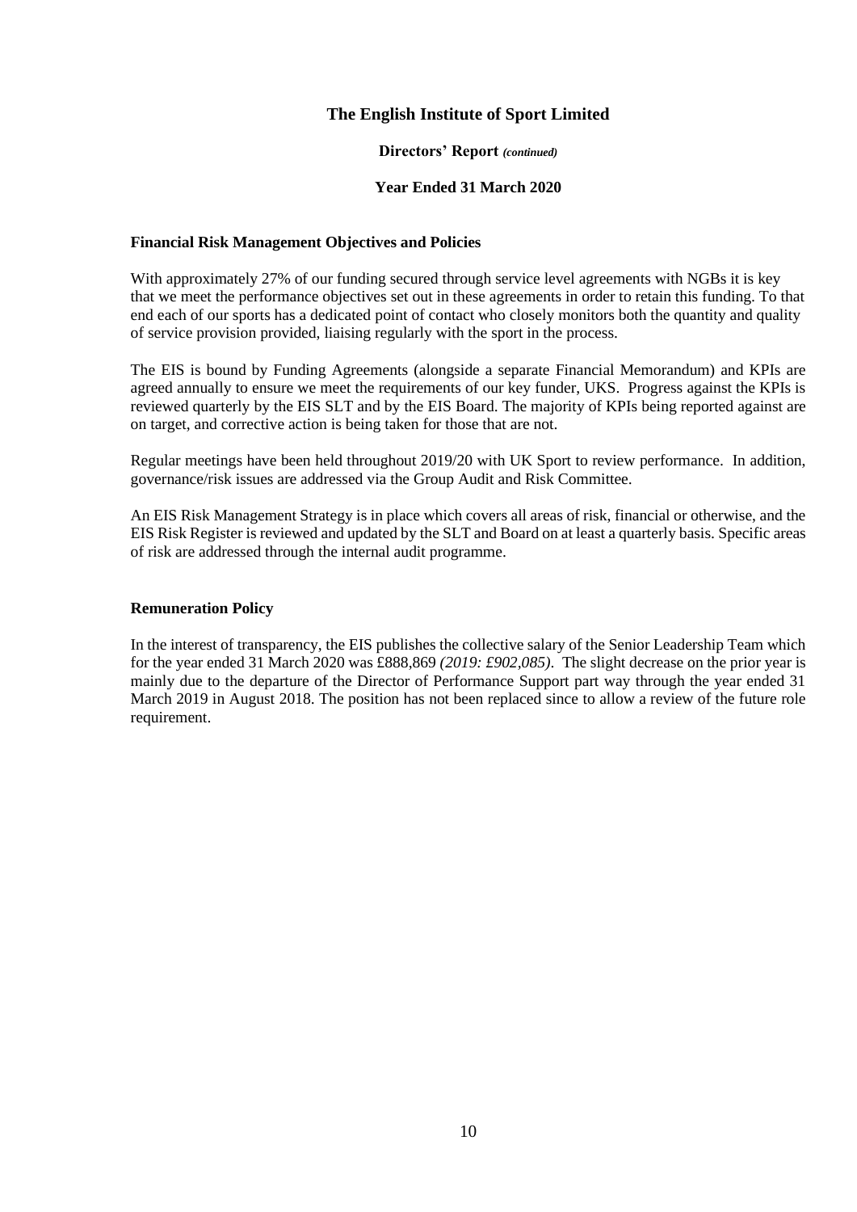# The English Institute of Sport Limited

**Directors' Report** ***(continued)***

**Year Ended 31 March 2020**

## Financial Risk Management Objectives and Policies

With approximately 27% of our funding secured through service level agreements with NGBs it is key that we meet the performance objectives set out in these agreements in order to retain this funding. To that end each of our sports has a dedicated point of contact who closely monitors both the quantity and quality of service provision provided, liaising regularly with the sport in the process.

The EIS is bound by Funding Agreements (alongside a separate Financial Memorandum) and KPIs are agreed annually to ensure we meet the requirements of our key funder, UKS. Progress against the KPIs is reviewed quarterly by the EIS SLT and by the EIS Board. The majority of KPIs being reported against are on target, and corrective action is being taken for those that are not.

Regular meetings have been held throughout 2019/20 with UK Sport to review performance. In addition, governance/risk issues are addressed via the Group Audit and Risk Committee.

An EIS Risk Management Strategy is in place which covers all areas of risk, financial or otherwise, and the EIS Risk Register is reviewed and updated by the SLT and Board on at least a quarterly basis. Specific areas of risk are addressed through the internal audit programme.

## Remuneration Policy

In the interest of transparency, the EIS publishes the collective salary of the Senior Leadership Team which for the year ended 31 March 2020 was £888,869 *(2019: £902,085)*. The slight decrease on the prior year is mainly due to the departure of the Director of Performance Support part way through the year ended 31 March 2019 in August 2018. The position has not been replaced since to allow a review of the future role requirement.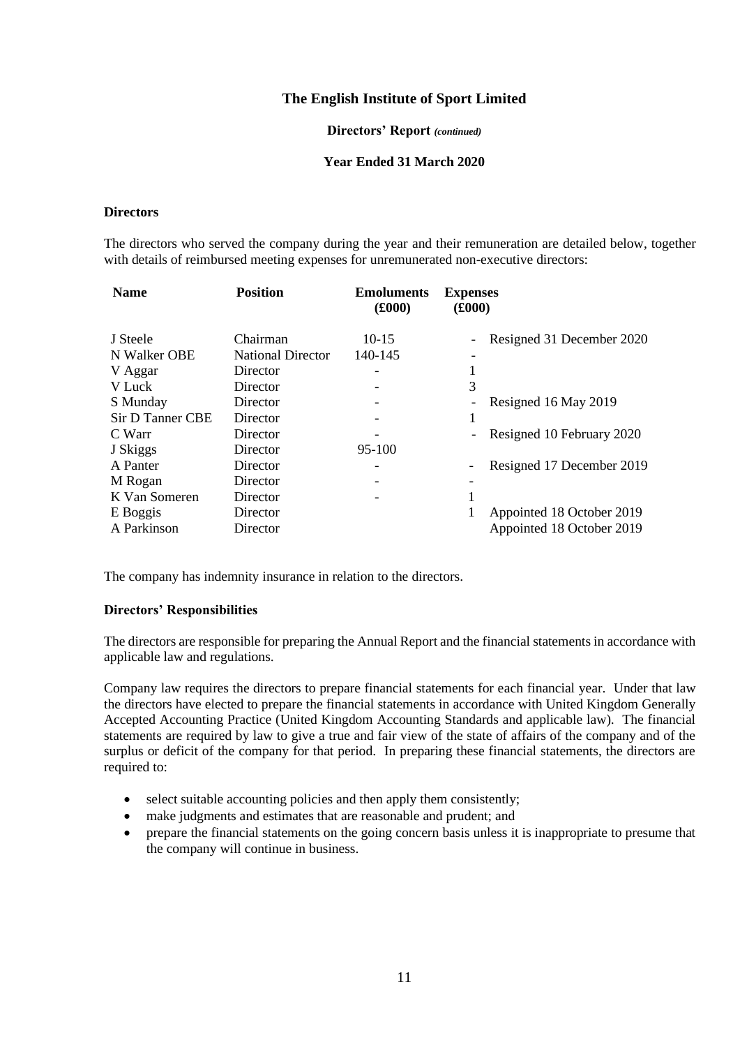# The English Institute of Sport Limited

**Directors' Report** *(continued)*

**Year Ended 31 March 2020**

### Directors

The directors who served the company during the year and their remuneration are detailed below, together with details of reimbursed meeting expenses for unremunerated non-executive directors:

| Name | Position | Emoluments (£000) | Expenses (£000) | |
|---|---|---|---|---|
| J Steele | Chairman | 10-15 | - | Resigned 31 December 2020 |
| N Walker OBE | National Director | 140-145 | - | |
| V Aggar | Director | - | 1 | |
| V Luck | Director | - | 3 | |
| S Munday | Director | - | - | Resigned 16 May 2019 |
| Sir D Tanner CBE | Director | - | 1 | |
| C Warr | Director | - | - | Resigned 10 February 2020 |
| J Skiggs | Director | 95-100 | | |
| A Panter | Director | - | - | Resigned 17 December 2019 |
| M Rogan | Director | - | - | |
| K Van Someren | Director | - | 1 | |
| E Boggis | Director | | 1 | Appointed 18 October 2019 |
| A Parkinson | Director | | | Appointed 18 October 2019 |

The company has indemnity insurance in relation to the directors.

### Directors' Responsibilities

The directors are responsible for preparing the Annual Report and the financial statements in accordance with applicable law and regulations.

Company law requires the directors to prepare financial statements for each financial year. Under that law the directors have elected to prepare the financial statements in accordance with United Kingdom Generally Accepted Accounting Practice (United Kingdom Accounting Standards and applicable law). The financial statements are required by law to give a true and fair view of the state of affairs of the company and of the surplus or deficit of the company for that period. In preparing these financial statements, the directors are required to:

- select suitable accounting policies and then apply them consistently;
- make judgments and estimates that are reasonable and prudent; and
- prepare the financial statements on the going concern basis unless it is inappropriate to presume that the company will continue in business.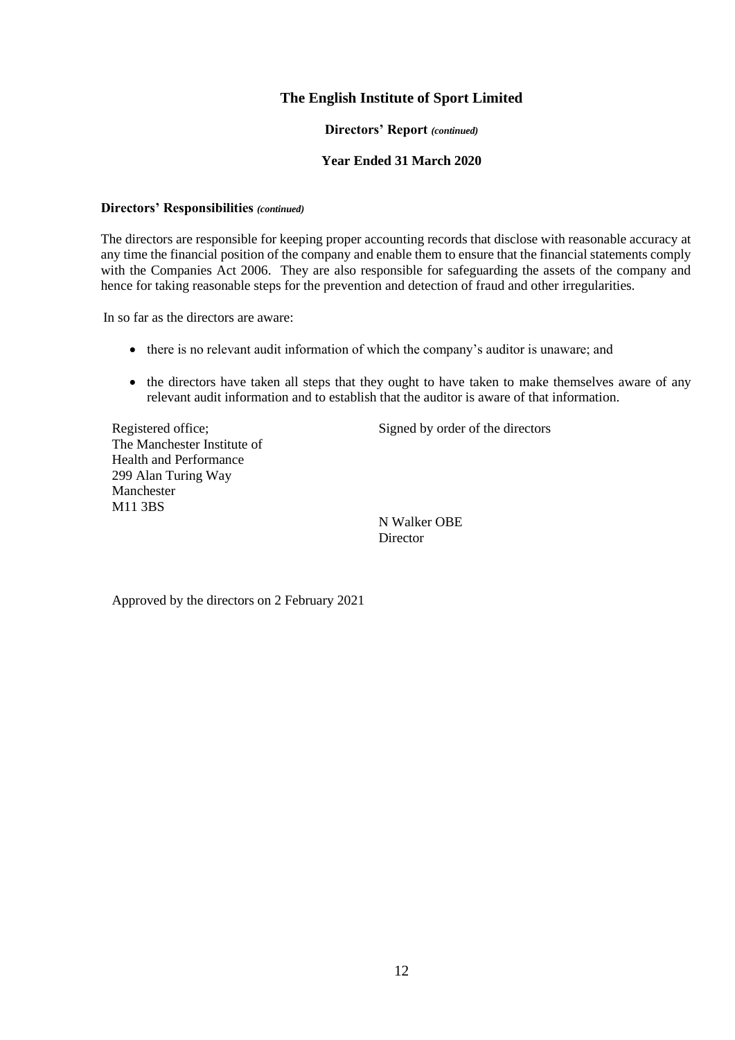# The English Institute of Sport Limited

**Directors' Report** ***(continued)***

**Year Ended 31 March 2020**

**Directors' Responsibilities** ***(continued)***

The directors are responsible for keeping proper accounting records that disclose with reasonable accuracy at any time the financial position of the company and enable them to ensure that the financial statements comply with the Companies Act 2006. They are also responsible for safeguarding the assets of the company and hence for taking reasonable steps for the prevention and detection of fraud and other irregularities.

In so far as the directors are aware:

- there is no relevant audit information of which the company's auditor is unaware; and
- the directors have taken all steps that they ought to have taken to make themselves aware of any relevant audit information and to establish that the auditor is aware of that information.

Registered office;
The Manchester Institute of
Health and Performance
299 Alan Turing Way
Manchester
M11 3BS

Signed by order of the directors

N Walker OBE
Director

Approved by the directors on 2 February 2021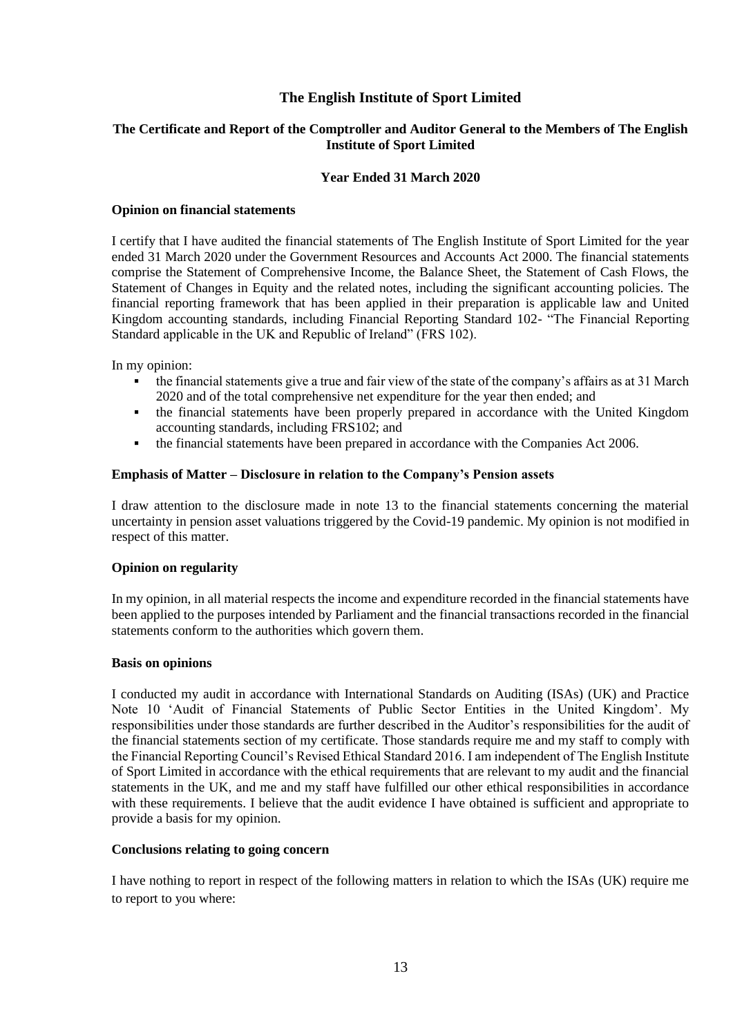# The English Institute of Sport Limited

## The Certificate and Report of the Comptroller and Auditor General to the Members of The English Institute of Sport Limited

### Year Ended 31 March 2020

**Opinion on financial statements**

I certify that I have audited the financial statements of The English Institute of Sport Limited for the year ended 31 March 2020 under the Government Resources and Accounts Act 2000. The financial statements comprise the Statement of Comprehensive Income, the Balance Sheet, the Statement of Cash Flows, the Statement of Changes in Equity and the related notes, including the significant accounting policies. The financial reporting framework that has been applied in their preparation is applicable law and United Kingdom accounting standards, including Financial Reporting Standard 102- "The Financial Reporting Standard applicable in the UK and Republic of Ireland" (FRS 102).

In my opinion:

- the financial statements give a true and fair view of the state of the company's affairs as at 31 March 2020 and of the total comprehensive net expenditure for the year then ended; and
- the financial statements have been properly prepared in accordance with the United Kingdom accounting standards, including FRS102; and
- the financial statements have been prepared in accordance with the Companies Act 2006.

**Emphasis of Matter – Disclosure in relation to the Company's Pension assets**

I draw attention to the disclosure made in note 13 to the financial statements concerning the material uncertainty in pension asset valuations triggered by the Covid-19 pandemic. My opinion is not modified in respect of this matter.

**Opinion on regularity**

In my opinion, in all material respects the income and expenditure recorded in the financial statements have been applied to the purposes intended by Parliament and the financial transactions recorded in the financial statements conform to the authorities which govern them.

**Basis on opinions**

I conducted my audit in accordance with International Standards on Auditing (ISAs) (UK) and Practice Note 10 'Audit of Financial Statements of Public Sector Entities in the United Kingdom'. My responsibilities under those standards are further described in the Auditor's responsibilities for the audit of the financial statements section of my certificate. Those standards require me and my staff to comply with the Financial Reporting Council's Revised Ethical Standard 2016. I am independent of The English Institute of Sport Limited in accordance with the ethical requirements that are relevant to my audit and the financial statements in the UK, and me and my staff have fulfilled our other ethical responsibilities in accordance with these requirements. I believe that the audit evidence I have obtained is sufficient and appropriate to provide a basis for my opinion.

**Conclusions relating to going concern**

I have nothing to report in respect of the following matters in relation to which the ISAs (UK) require me to report to you where: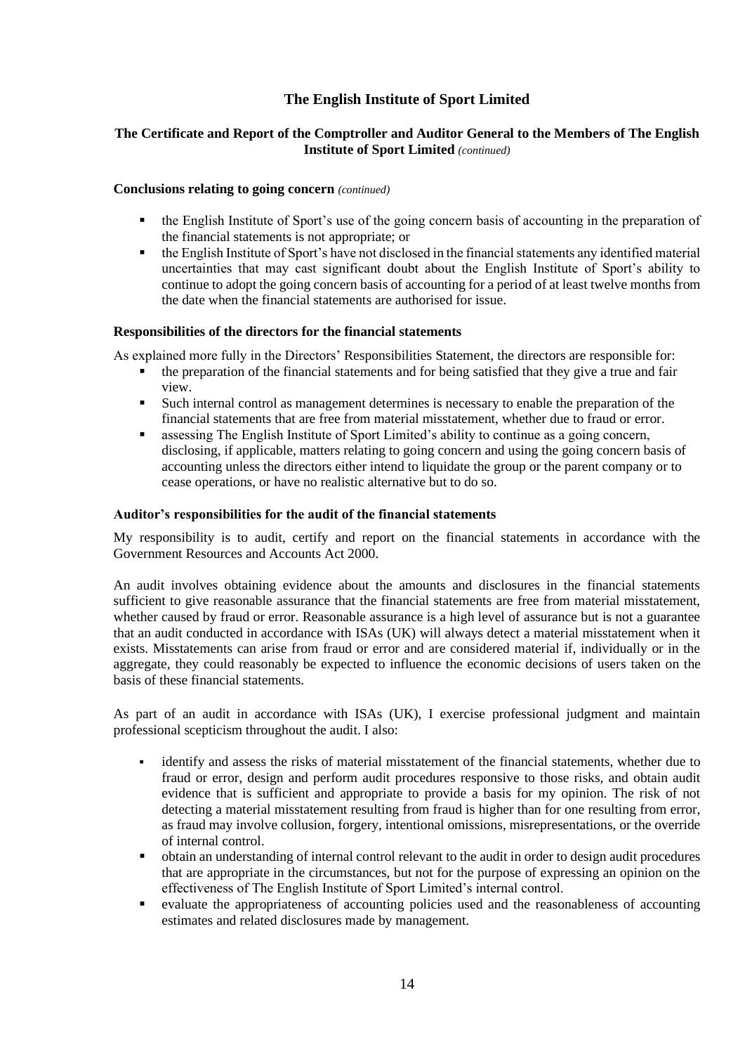# The English Institute of Sport Limited

## The Certificate and Report of the Comptroller and Auditor General to the Members of The English Institute of Sport Limited *(continued)*

### Conclusions relating to going concern *(continued)*

- the English Institute of Sport's use of the going concern basis of accounting in the preparation of the financial statements is not appropriate; or
- the English Institute of Sport's have not disclosed in the financial statements any identified material uncertainties that may cast significant doubt about the English Institute of Sport's ability to continue to adopt the going concern basis of accounting for a period of at least twelve months from the date when the financial statements are authorised for issue.

### Responsibilities of the directors for the financial statements

As explained more fully in the Directors' Responsibilities Statement, the directors are responsible for:

- the preparation of the financial statements and for being satisfied that they give a true and fair view.
- Such internal control as management determines is necessary to enable the preparation of the financial statements that are free from material misstatement, whether due to fraud or error.
- assessing The English Institute of Sport Limited's ability to continue as a going concern, disclosing, if applicable, matters relating to going concern and using the going concern basis of accounting unless the directors either intend to liquidate the group or the parent company or to cease operations, or have no realistic alternative but to do so.

### Auditor's responsibilities for the audit of the financial statements

My responsibility is to audit, certify and report on the financial statements in accordance with the Government Resources and Accounts Act 2000.

An audit involves obtaining evidence about the amounts and disclosures in the financial statements sufficient to give reasonable assurance that the financial statements are free from material misstatement, whether caused by fraud or error. Reasonable assurance is a high level of assurance but is not a guarantee that an audit conducted in accordance with ISAs (UK) will always detect a material misstatement when it exists. Misstatements can arise from fraud or error and are considered material if, individually or in the aggregate, they could reasonably be expected to influence the economic decisions of users taken on the basis of these financial statements.

As part of an audit in accordance with ISAs (UK), I exercise professional judgment and maintain professional scepticism throughout the audit. I also:

- identify and assess the risks of material misstatement of the financial statements, whether due to fraud or error, design and perform audit procedures responsive to those risks, and obtain audit evidence that is sufficient and appropriate to provide a basis for my opinion. The risk of not detecting a material misstatement resulting from fraud is higher than for one resulting from error, as fraud may involve collusion, forgery, intentional omissions, misrepresentations, or the override of internal control.
- obtain an understanding of internal control relevant to the audit in order to design audit procedures that are appropriate in the circumstances, but not for the purpose of expressing an opinion on the effectiveness of The English Institute of Sport Limited's internal control.
- evaluate the appropriateness of accounting policies used and the reasonableness of accounting estimates and related disclosures made by management.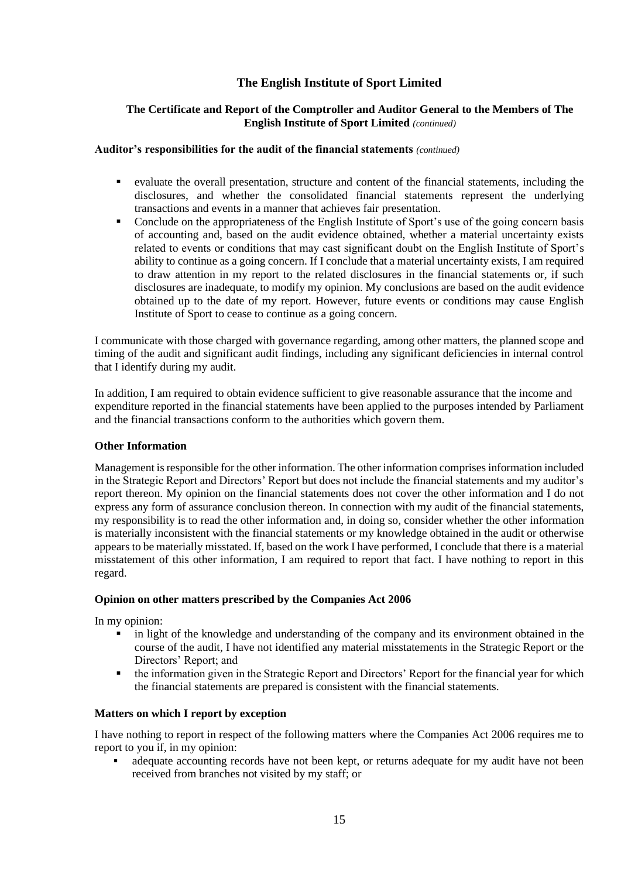# The English Institute of Sport Limited

## The Certificate and Report of the Comptroller and Auditor General to the Members of The English Institute of Sport Limited *(continued)*

**Auditor's responsibilities for the audit of the financial statements** *(continued)*

- evaluate the overall presentation, structure and content of the financial statements, including the disclosures, and whether the consolidated financial statements represent the underlying transactions and events in a manner that achieves fair presentation.
- Conclude on the appropriateness of the English Institute of Sport's use of the going concern basis of accounting and, based on the audit evidence obtained, whether a material uncertainty exists related to events or conditions that may cast significant doubt on the English Institute of Sport's ability to continue as a going concern. If I conclude that a material uncertainty exists, I am required to draw attention in my report to the related disclosures in the financial statements or, if such disclosures are inadequate, to modify my opinion. My conclusions are based on the audit evidence obtained up to the date of my report. However, future events or conditions may cause English Institute of Sport to cease to continue as a going concern.

I communicate with those charged with governance regarding, among other matters, the planned scope and timing of the audit and significant audit findings, including any significant deficiencies in internal control that I identify during my audit.

In addition, I am required to obtain evidence sufficient to give reasonable assurance that the income and expenditure reported in the financial statements have been applied to the purposes intended by Parliament and the financial transactions conform to the authorities which govern them.

### Other Information

Management is responsible for the other information. The other information comprises information included in the Strategic Report and Directors' Report but does not include the financial statements and my auditor's report thereon. My opinion on the financial statements does not cover the other information and I do not express any form of assurance conclusion thereon. In connection with my audit of the financial statements, my responsibility is to read the other information and, in doing so, consider whether the other information is materially inconsistent with the financial statements or my knowledge obtained in the audit or otherwise appears to be materially misstated. If, based on the work I have performed, I conclude that there is a material misstatement of this other information, I am required to report that fact. I have nothing to report in this regard.

### Opinion on other matters prescribed by the Companies Act 2006

In my opinion:

- in light of the knowledge and understanding of the company and its environment obtained in the course of the audit, I have not identified any material misstatements in the Strategic Report or the Directors' Report; and
- the information given in the Strategic Report and Directors' Report for the financial year for which the financial statements are prepared is consistent with the financial statements.

### Matters on which I report by exception

I have nothing to report in respect of the following matters where the Companies Act 2006 requires me to report to you if, in my opinion:

- adequate accounting records have not been kept, or returns adequate for my audit have not been received from branches not visited by my staff; or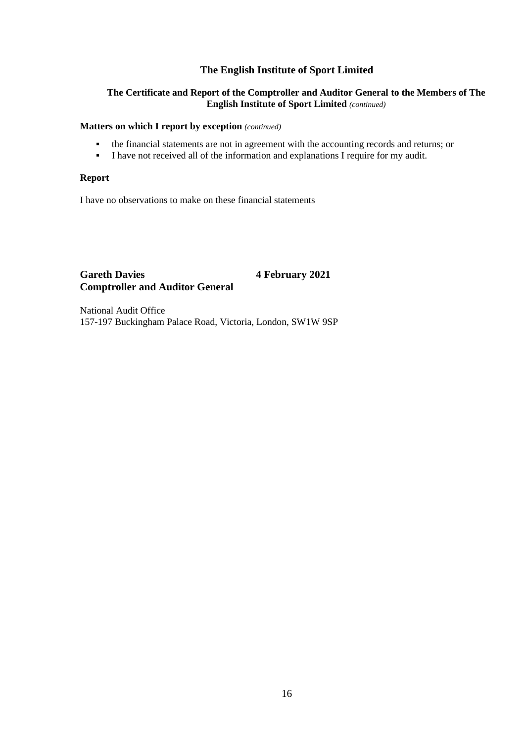## The English Institute of Sport Limited

### The Certificate and Report of the Comptroller and Auditor General to the Members of The English Institute of Sport Limited *(continued)*

**Matters on which I report by exception** *(continued)*

- the financial statements are not in agreement with the accounting records and returns; or
- I have not received all of the information and explanations I require for my audit.

**Report**

I have no observations to make on these financial statements

**Gareth Davies** **4 February 2021**
**Comptroller and Auditor General**

National Audit Office
157-197 Buckingham Palace Road, Victoria, London, SW1W 9SP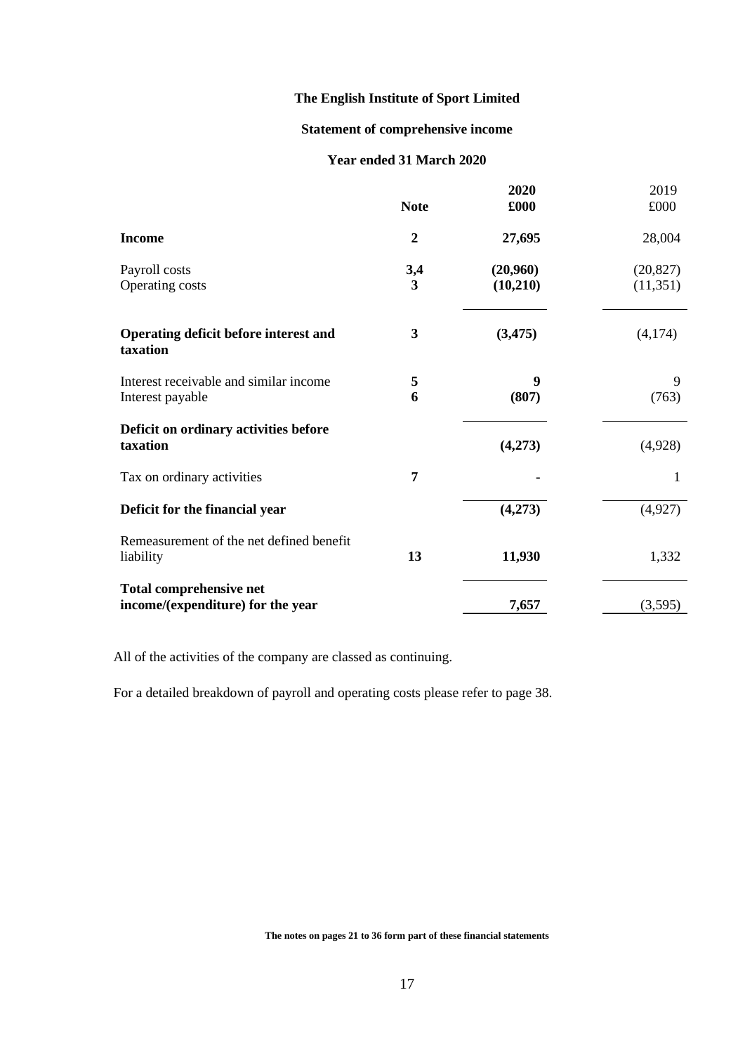# The English Institute of Sport Limited

## Statement of comprehensive income

### Year ended 31 March 2020

| | Note | 2020 £000 | 2019 £000 |
|---|---|---|---|
| **Income** | **2** | **27,695** | 28,004 |
| Payroll costs | **3,4** | **(20,960)** | (20,827) |
| Operating costs | **3** | **(10,210)** | (11,351) |
| **Operating deficit before interest and taxation** | **3** | **(3,475)** | (4,174) |
| Interest receivable and similar income | **5** | **9** | 9 |
| Interest payable | **6** | **(807)** | (763) |
| **Deficit on ordinary activities before taxation** | | **(4,273)** | (4,928) |
| Tax on ordinary activities | **7** | **-** | 1 |
| **Deficit for the financial year** | | **(4,273)** | (4,927) |
| Remeasurement of the net defined benefit liability | **13** | **11,930** | 1,332 |
| **Total comprehensive net income/(expenditure) for the year** | | **7,657** | (3,595) |

All of the activities of the company are classed as continuing.

For a detailed breakdown of payroll and operating costs please refer to page 38.

**The notes on pages 21 to 36 form part of these financial statements**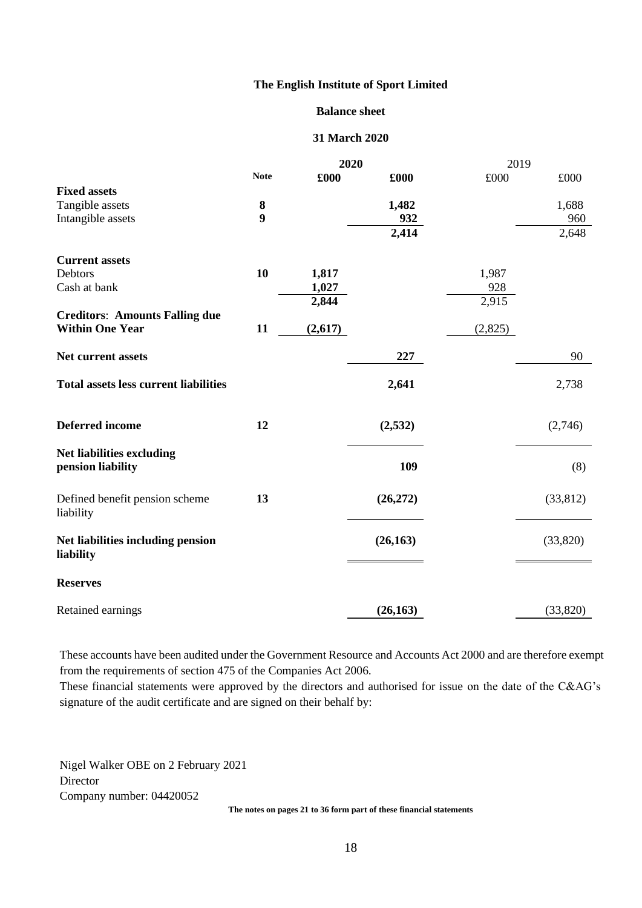# The English Institute of Sport Limited

## Balance sheet

### 31 March 2020

| | Note | 2020 £000 | 2020 £000 | 2019 £000 | 2019 £000 |
|---|---|---|---|---|---|
| **Fixed assets** | | | | | |
| Tangible assets | **8** | | **1,482** | | 1,688 |
| Intangible assets | **9** | | **932** | | 960 |
| | | | **2,414** | | 2,648 |
| **Current assets** | | | | | |
| Debtors | **10** | **1,817** | | 1,987 | |
| Cash at bank | | **1,027** | | 928 | |
| | | **2,844** | | 2,915 | |
| **Creditors: Amounts Falling due Within One Year** | **11** | **(2,617)** | | (2,825) | |
| **Net current assets** | | | **227** | | 90 |
| **Total assets less current liabilities** | | | **2,641** | | 2,738 |
| **Deferred income** | **12** | | **(2,532)** | | (2,746) |
| **Net liabilities excluding pension liability** | | | **109** | | (8) |
| Defined benefit pension scheme liability | **13** | | **(26,272)** | | (33,812) |
| **Net liabilities including pension liability** | | | **(26,163)** | | (33,820) |
| **Reserves** | | | | | |
| Retained earnings | | | **(26,163)** | | (33,820) |

These accounts have been audited under the Government Resource and Accounts Act 2000 and are therefore exempt from the requirements of section 475 of the Companies Act 2006.

These financial statements were approved by the directors and authorised for issue on the date of the C&AG's signature of the audit certificate and are signed on their behalf by:

Nigel Walker OBE on 2 February 2021
Director
Company number: 04420052

**The notes on pages 21 to 36 form part of these financial statements**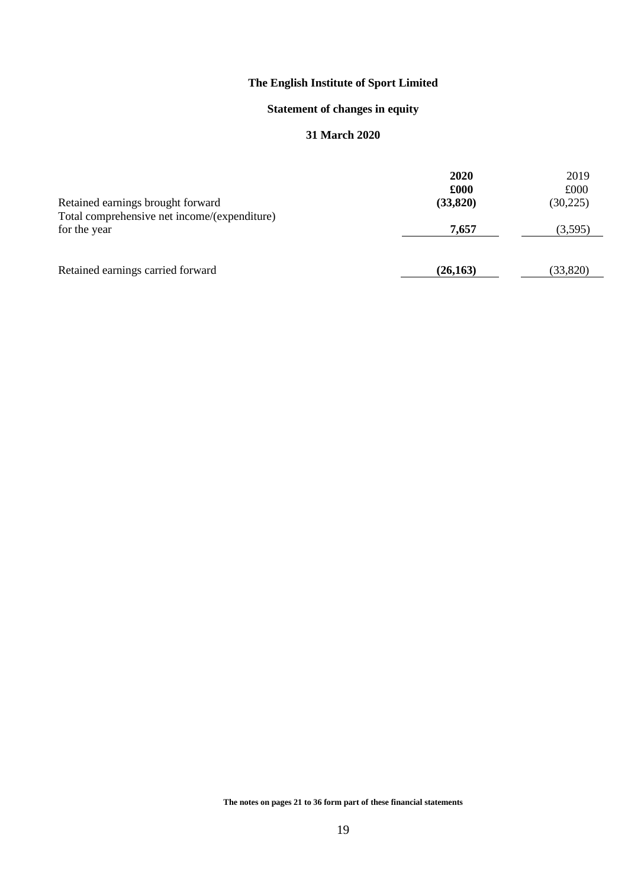# The English Institute of Sport Limited

## Statement of changes in equity

### 31 March 2020

| | **2020** | 2019 |
|---|---|---|
| | **£000** | £000 |
| Retained earnings brought forward | **(33,820)** | (30,225) |
| Total comprehensive net income/(expenditure) for the year | **7,657** | (3,595) |
| Retained earnings carried forward | **(26,163)** | (33,820) |

**The notes on pages 21 to 36 form part of these financial statements**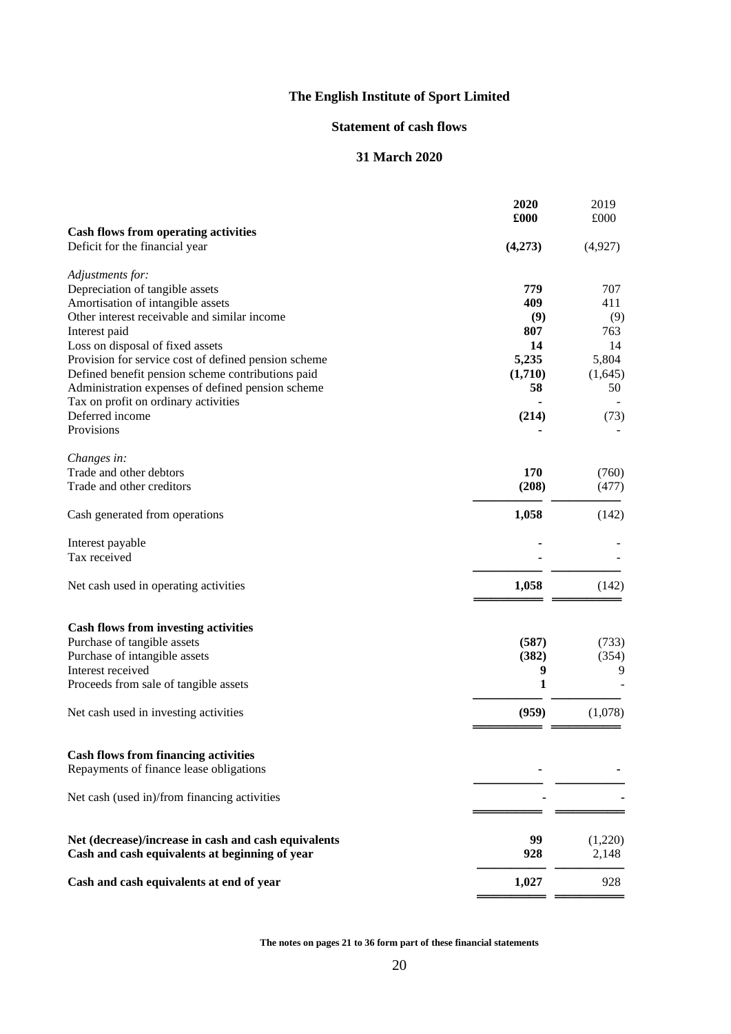# The English Institute of Sport Limited

## Statement of cash flows

## 31 March 2020

| | 2020 £000 | 2019 £000 |
|---|---|---|
| **Cash flows from operating activities** | | |
| Deficit for the financial year | **(4,273)** | (4,927) |
| *Adjustments for:* | | |
| Depreciation of tangible assets | **779** | 707 |
| Amortisation of intangible assets | **409** | 411 |
| Other interest receivable and similar income | **(9)** | (9) |
| Interest paid | **807** | 763 |
| Loss on disposal of fixed assets | **14** | 14 |
| Provision for service cost of defined pension scheme | **5,235** | 5,804 |
| Defined benefit pension scheme contributions paid | **(1,710)** | (1,645) |
| Administration expenses of defined pension scheme | **58** | 50 |
| Tax on profit on ordinary activities | **-** | - |
| Deferred income | **(214)** | (73) |
| Provisions | **-** | - |
| *Changes in:* | | |
| Trade and other debtors | **170** | (760) |
| Trade and other creditors | **(208)** | (477) |
| Cash generated from operations | **1,058** | (142) |
| Interest payable | **-** | - |
| Tax received | **-** | - |
| Net cash used in operating activities | **1,058** | (142) |
| **Cash flows from investing activities** | | |
| Purchase of tangible assets | **(587)** | (733) |
| Purchase of intangible assets | **(382)** | (354) |
| Interest received | **9** | 9 |
| Proceeds from sale of tangible assets | **1** | - |
| Net cash used in investing activities | **(959)** | (1,078) |
| **Cash flows from financing activities** | | |
| Repayments of finance lease obligations | **-** | - |
| Net cash (used in)/from financing activities | **-** | - |
| **Net (decrease)/increase in cash and cash equivalents** | **99** | (1,220) |
| **Cash and cash equivalents at beginning of year** | **928** | 2,148 |
| **Cash and cash equivalents at end of year** | **1,027** | 928 |

**The notes on pages 21 to 36 form part of these financial statements**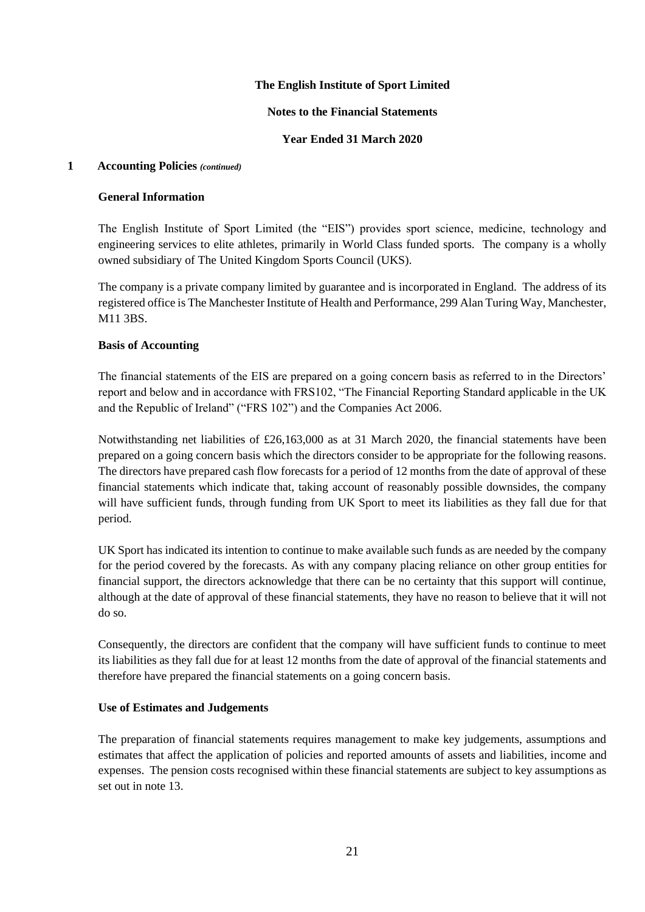**The English Institute of Sport Limited**

**Notes to the Financial Statements**

**Year Ended 31 March 2020**

## 1 Accounting Policies *(continued)*

### General Information

The English Institute of Sport Limited (the "EIS") provides sport science, medicine, technology and engineering services to elite athletes, primarily in World Class funded sports. The company is a wholly owned subsidiary of The United Kingdom Sports Council (UKS).

The company is a private company limited by guarantee and is incorporated in England. The address of its registered office is The Manchester Institute of Health and Performance, 299 Alan Turing Way, Manchester, M11 3BS.

### Basis of Accounting

The financial statements of the EIS are prepared on a going concern basis as referred to in the Directors' report and below and in accordance with FRS102, "The Financial Reporting Standard applicable in the UK and the Republic of Ireland" ("FRS 102") and the Companies Act 2006.

Notwithstanding net liabilities of £26,163,000 as at 31 March 2020, the financial statements have been prepared on a going concern basis which the directors consider to be appropriate for the following reasons. The directors have prepared cash flow forecasts for a period of 12 months from the date of approval of these financial statements which indicate that, taking account of reasonably possible downsides, the company will have sufficient funds, through funding from UK Sport to meet its liabilities as they fall due for that period.

UK Sport has indicated its intention to continue to make available such funds as are needed by the company for the period covered by the forecasts. As with any company placing reliance on other group entities for financial support, the directors acknowledge that there can be no certainty that this support will continue, although at the date of approval of these financial statements, they have no reason to believe that it will not do so.

Consequently, the directors are confident that the company will have sufficient funds to continue to meet its liabilities as they fall due for at least 12 months from the date of approval of the financial statements and therefore have prepared the financial statements on a going concern basis.

### Use of Estimates and Judgements

The preparation of financial statements requires management to make key judgements, assumptions and estimates that affect the application of policies and reported amounts of assets and liabilities, income and expenses. The pension costs recognised within these financial statements are subject to key assumptions as set out in note 13.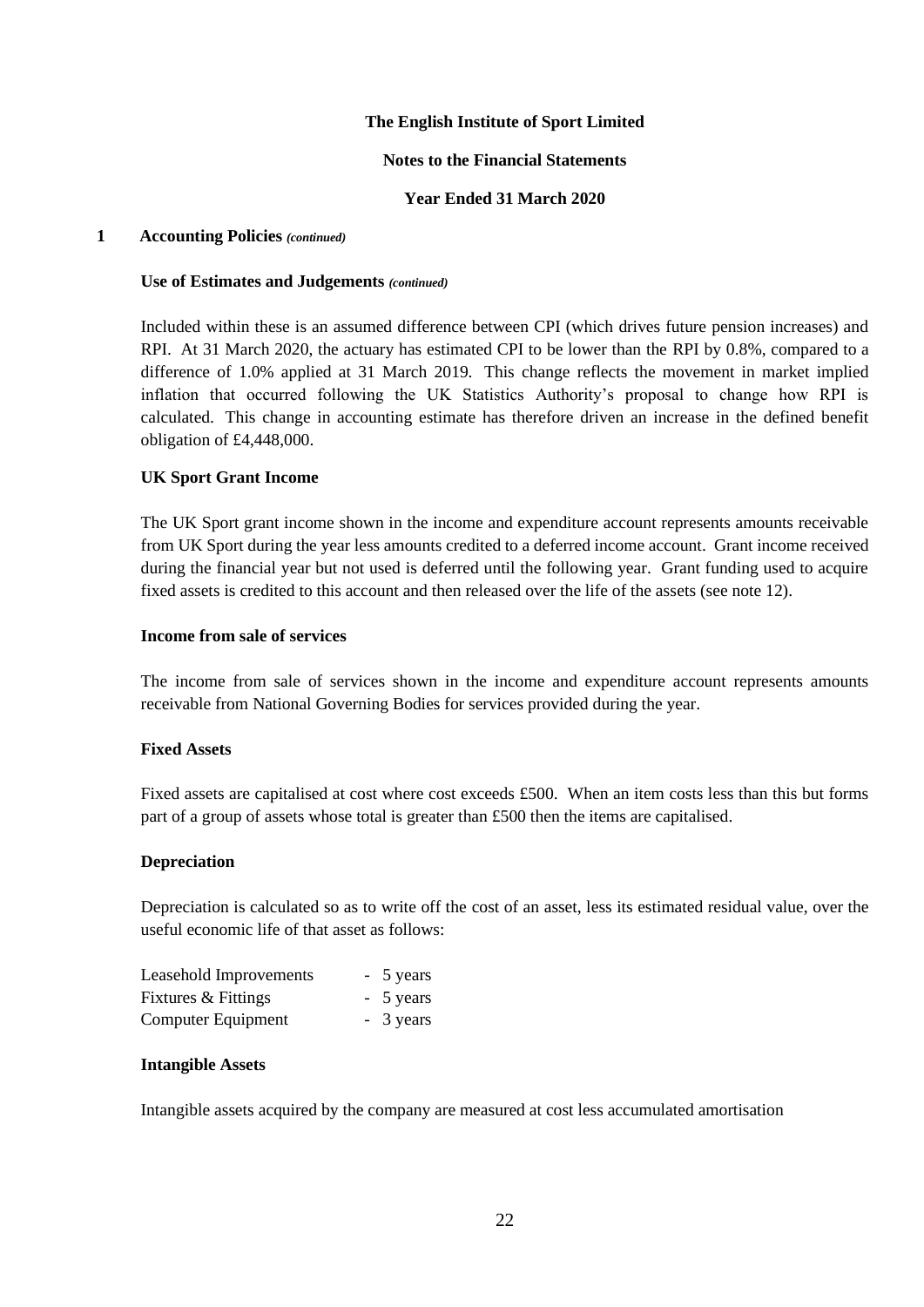**The English Institute of Sport Limited**

**Notes to the Financial Statements**

**Year Ended 31 March 2020**

## 1 Accounting Policies *(continued)*

### Use of Estimates and Judgements *(continued)*

Included within these is an assumed difference between CPI (which drives future pension increases) and RPI. At 31 March 2020, the actuary has estimated CPI to be lower than the RPI by 0.8%, compared to a difference of 1.0% applied at 31 March 2019. This change reflects the movement in market implied inflation that occurred following the UK Statistics Authority's proposal to change how RPI is calculated. This change in accounting estimate has therefore driven an increase in the defined benefit obligation of £4,448,000.

### UK Sport Grant Income

The UK Sport grant income shown in the income and expenditure account represents amounts receivable from UK Sport during the year less amounts credited to a deferred income account. Grant income received during the financial year but not used is deferred until the following year. Grant funding used to acquire fixed assets is credited to this account and then released over the life of the assets (see note 12).

### Income from sale of services

The income from sale of services shown in the income and expenditure account represents amounts receivable from National Governing Bodies for services provided during the year.

### Fixed Assets

Fixed assets are capitalised at cost where cost exceeds £500. When an item costs less than this but forms part of a group of assets whose total is greater than £500 then the items are capitalised.

### Depreciation

Depreciation is calculated so as to write off the cost of an asset, less its estimated residual value, over the useful economic life of that asset as follows:

| | |
|---|---|
| Leasehold Improvements | - 5 years |
| Fixtures & Fittings | - 5 years |
| Computer Equipment | - 3 years |

### Intangible Assets

Intangible assets acquired by the company are measured at cost less accumulated amortisation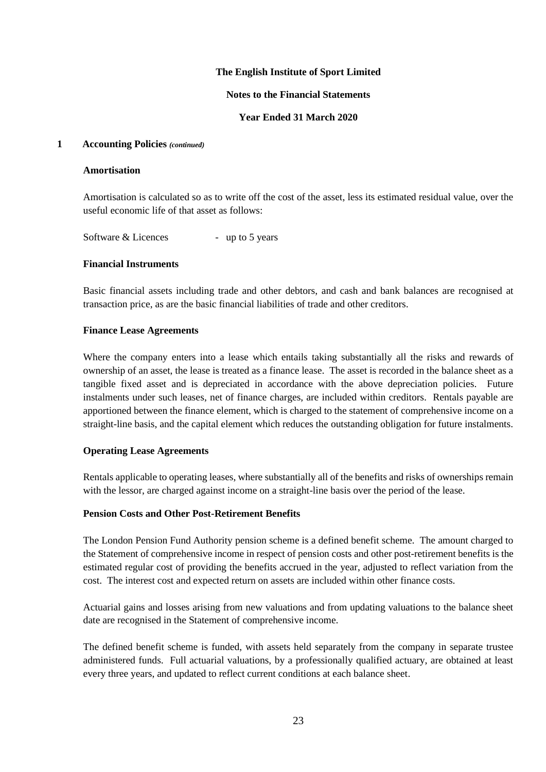**1 Accounting Policies** *(continued)*

**Amortisation**

Amortisation is calculated so as to write off the cost of the asset, less its estimated residual value, over the useful economic life of that asset as follows:

Software & Licences - up to 5 years

**Financial Instruments**

Basic financial assets including trade and other debtors, and cash and bank balances are recognised at transaction price, as are the basic financial liabilities of trade and other creditors.

**Finance Lease Agreements**

Where the company enters into a lease which entails taking substantially all the risks and rewards of ownership of an asset, the lease is treated as a finance lease. The asset is recorded in the balance sheet as a tangible fixed asset and is depreciated in accordance with the above depreciation policies. Future instalments under such leases, net of finance charges, are included within creditors. Rentals payable are apportioned between the finance element, which is charged to the statement of comprehensive income on a straight-line basis, and the capital element which reduces the outstanding obligation for future instalments.

**Operating Lease Agreements**

Rentals applicable to operating leases, where substantially all of the benefits and risks of ownerships remain with the lessor, are charged against income on a straight-line basis over the period of the lease.

**Pension Costs and Other Post-Retirement Benefits**

The London Pension Fund Authority pension scheme is a defined benefit scheme. The amount charged to the Statement of comprehensive income in respect of pension costs and other post-retirement benefits is the estimated regular cost of providing the benefits accrued in the year, adjusted to reflect variation from the cost. The interest cost and expected return on assets are included within other finance costs.

Actuarial gains and losses arising from new valuations and from updating valuations to the balance sheet date are recognised in the Statement of comprehensive income.

The defined benefit scheme is funded, with assets held separately from the company in separate trustee administered funds. Full actuarial valuations, by a professionally qualified actuary, are obtained at least every three years, and updated to reflect current conditions at each balance sheet.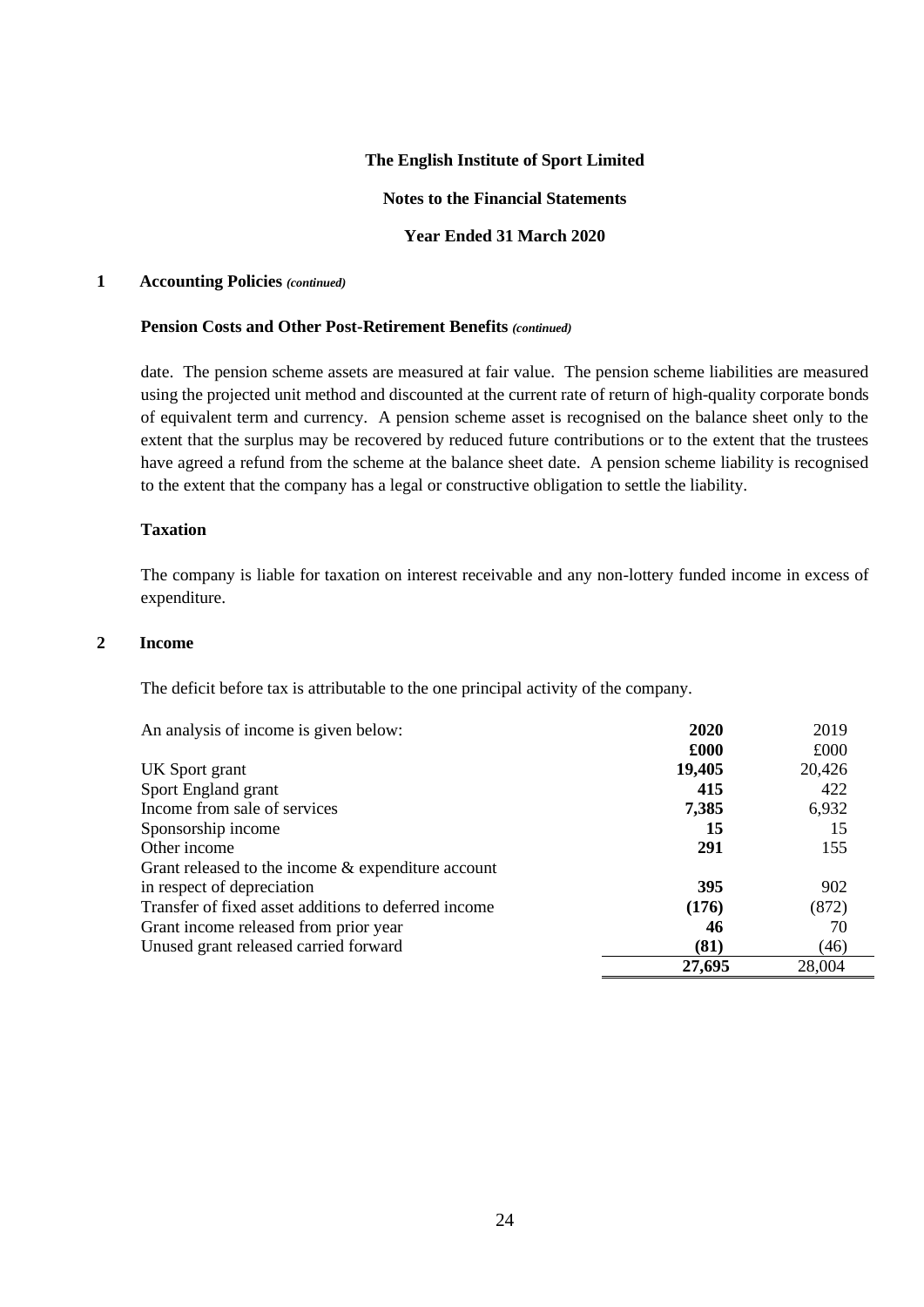### 1 Accounting Policies *(continued)*

#### Pension Costs and Other Post-Retirement Benefits *(continued)*

date. The pension scheme assets are measured at fair value. The pension scheme liabilities are measured using the projected unit method and discounted at the current rate of return of high-quality corporate bonds of equivalent term and currency. A pension scheme asset is recognised on the balance sheet only to the extent that the surplus may be recovered by reduced future contributions or to the extent that the trustees have agreed a refund from the scheme at the balance sheet date. A pension scheme liability is recognised to the extent that the company has a legal or constructive obligation to settle the liability.

#### Taxation

The company is liable for taxation on interest receivable and any non-lottery funded income in excess of expenditure.

### 2 Income

The deficit before tax is attributable to the one principal activity of the company.

| An analysis of income is given below: | **2020** | 2019 |
|---|---|---|
| | **£000** | £000 |
| UK Sport grant | **19,405** | 20,426 |
| Sport England grant | **415** | 422 |
| Income from sale of services | **7,385** | 6,932 |
| Sponsorship income | **15** | 15 |
| Other income | **291** | 155 |
| Grant released to the income & expenditure account in respect of depreciation | **395** | 902 |
| Transfer of fixed asset additions to deferred income | **(176)** | (872) |
| Grant income released from prior year | **46** | 70 |
| Unused grant released carried forward | **(81)** | (46) |
| | **27,695** | 28,004 |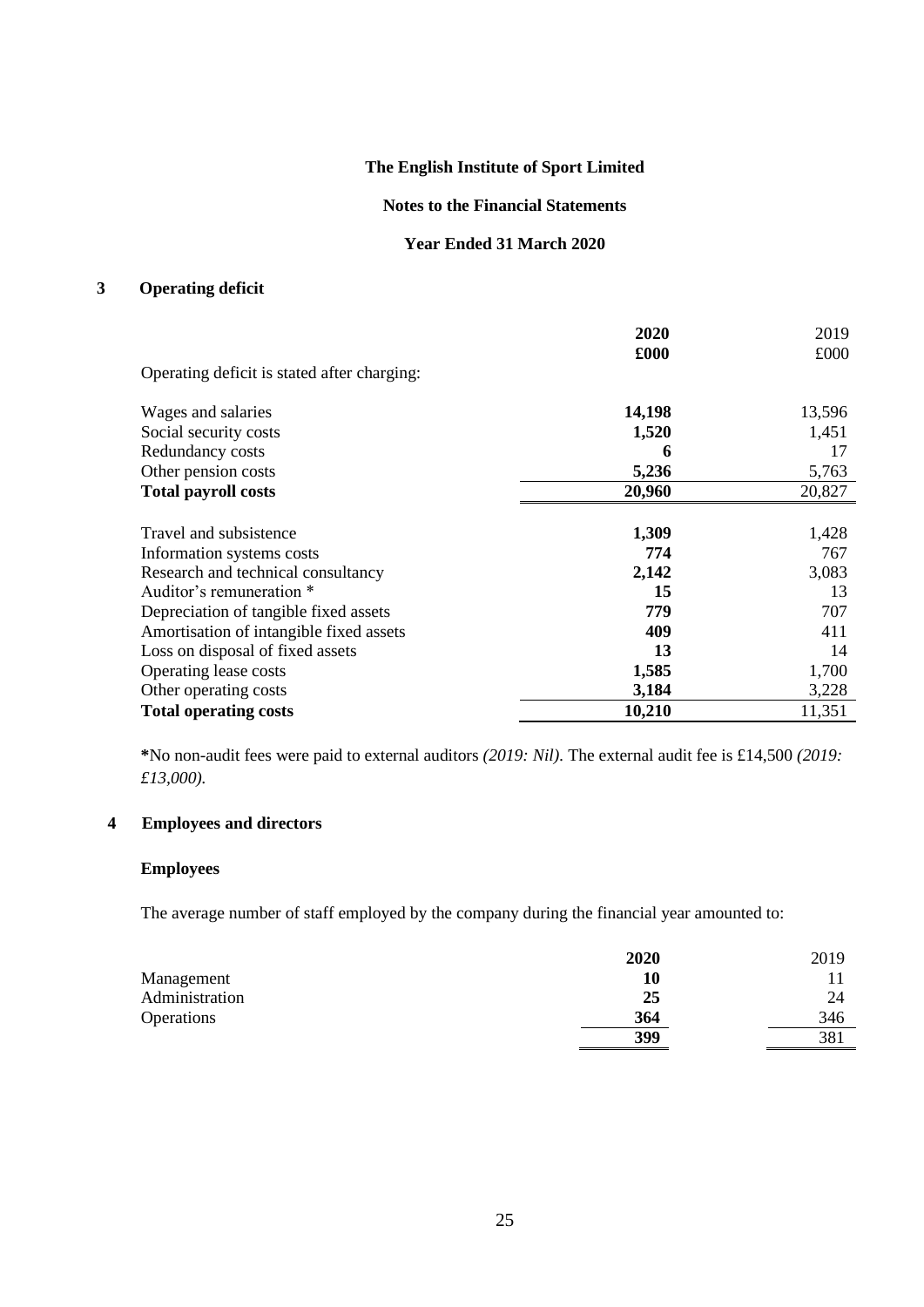The English Institute of Sport Limited

Notes to the Financial Statements

Year Ended 31 March 2020

## 3 Operating deficit

| | 2020 £000 | 2019 £000 |
|---|---|---|
| Operating deficit is stated after charging: | | |
| Wages and salaries | **14,198** | 13,596 |
| Social security costs | **1,520** | 1,451 |
| Redundancy costs | **6** | 17 |
| Other pension costs | **5,236** | 5,763 |
| **Total payroll costs** | **20,960** | 20,827 |
| | | |
| Travel and subsistence | **1,309** | 1,428 |
| Information systems costs | **774** | 767 |
| Research and technical consultancy | **2,142** | 3,083 |
| Auditor's remuneration * | **15** | 13 |
| Depreciation of tangible fixed assets | **779** | 707 |
| Amortisation of intangible fixed assets | **409** | 411 |
| Loss on disposal of fixed assets | **13** | 14 |
| Operating lease costs | **1,585** | 1,700 |
| Other operating costs | **3,184** | 3,228 |
| **Total operating costs** | **10,210** | 11,351 |

**\***No non-audit fees were paid to external auditors *(2019: Nil)*. The external audit fee is £14,500 *(2019: £13,000)*.

## 4 Employees and directors

### Employees

The average number of staff employed by the company during the financial year amounted to:

| | 2020 | 2019 |
|---|---|---|
| Management | **10** | 11 |
| Administration | **25** | 24 |
| Operations | **364** | 346 |
| | **399** | 381 |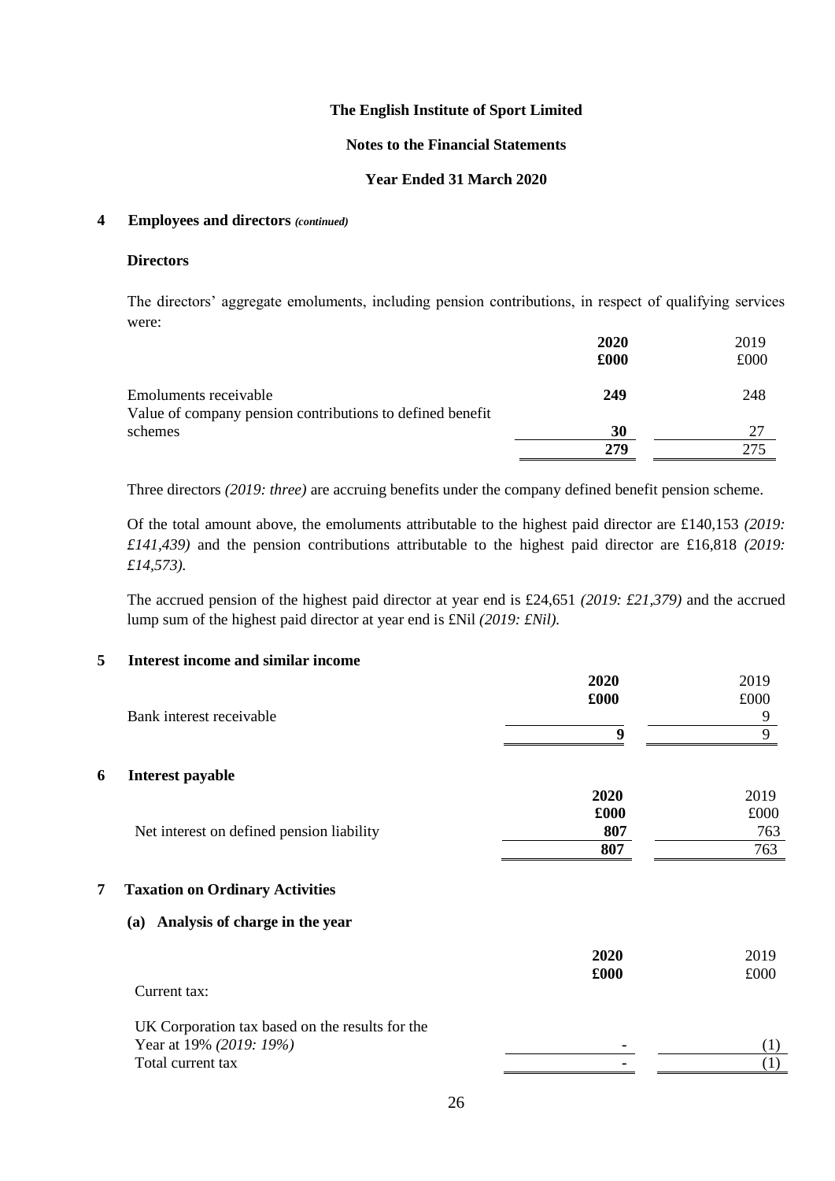## 4 Employees and directors *(continued)*

### Directors

The directors' aggregate emoluments, including pension contributions, in respect of qualifying services were:

| | **2020** | 2019 |
|---|---|---|
| | **£000** | £000 |
| Emoluments receivable | **249** | 248 |
| Value of company pension contributions to defined benefit schemes | **30** | 27 |
| | **279** | 275 |

Three directors *(2019: three)* are accruing benefits under the company defined benefit pension scheme.

Of the total amount above, the emoluments attributable to the highest paid director are £140,153 *(2019: £141,439)* and the pension contributions attributable to the highest paid director are £16,818 *(2019: £14,573).*

The accrued pension of the highest paid director at year end is £24,651 *(2019: £21,379)* and the accrued lump sum of the highest paid director at year end is £Nil *(2019: £Nil).*

## 5 Interest income and similar income

| | **2020** | 2019 |
|---|---|---|
| | **£000** | £000 |
| Bank interest receivable | | 9 |
| | **9** | 9 |

## 6 Interest payable

| | **2020** | 2019 |
|---|---|---|
| | **£000** | £000 |
| Net interest on defined pension liability | **807** | 763 |
| | **807** | 763 |

## 7 Taxation on Ordinary Activities

### (a) Analysis of charge in the year

| | **2020** | 2019 |
|---|---|---|
| | **£000** | £000 |
| Current tax: | | |
| UK Corporation tax based on the results for the Year at 19% *(2019: 19%)* | **-** | (1) |
| Total current tax | **-** | (1) |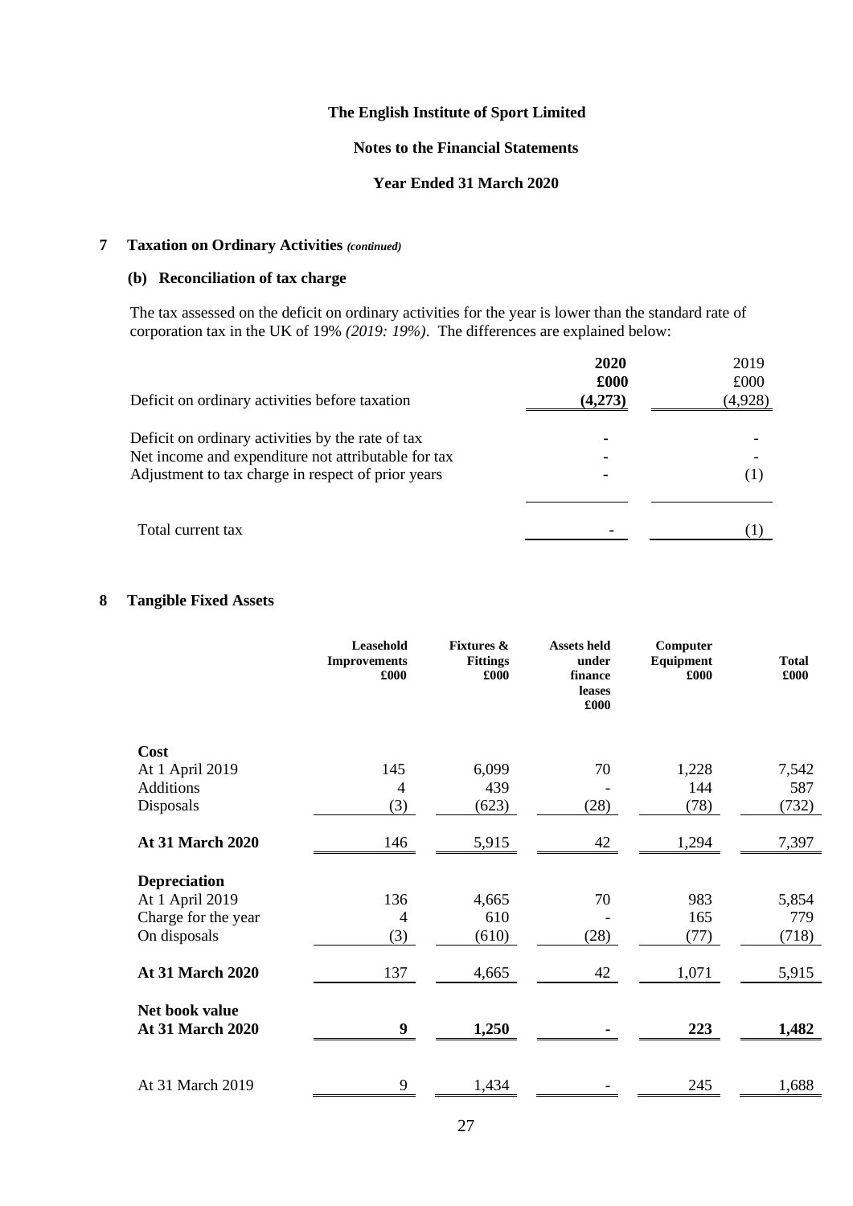## 7 Taxation on Ordinary Activities *(continued)*

### (b) Reconciliation of tax charge

The tax assessed on the deficit on ordinary activities for the year is lower than the standard rate of corporation tax in the UK of 19% *(2019: 19%)*. The differences are explained below:

| | **2020** | 2019 |
|---|---|---|
| | **£000** | £000 |
| Deficit on ordinary activities before taxation | **(4,273)** | (4,928) |
| Deficit on ordinary activities by the rate of tax | - | - |
| Net income and expenditure not attributable for tax | - | - |
| Adjustment to tax charge in respect of prior years | - | (1) |
| Total current tax | - | (1) |

## 8 Tangible Fixed Assets

| | **Leasehold Improvements £000** | **Fixtures & Fittings £000** | **Assets held under finance leases £000** | **Computer Equipment £000** | **Total £000** |
|---|---|---|---|---|---|
| **Cost** | | | | | |
| At 1 April 2019 | 145 | 6,099 | 70 | 1,228 | 7,542 |
| Additions | 4 | 439 | - | 144 | 587 |
| Disposals | (3) | (623) | (28) | (78) | (732) |
| **At 31 March 2020** | 146 | 5,915 | 42 | 1,294 | 7,397 |
| **Depreciation** | | | | | |
| At 1 April 2019 | 136 | 4,665 | 70 | 983 | 5,854 |
| Charge for the year | 4 | 610 | - | 165 | 779 |
| On disposals | (3) | (610) | (28) | (77) | (718) |
| **At 31 March 2020** | 137 | 4,665 | 42 | 1,071 | 5,915 |
| **Net book value** | | | | | |
| **At 31 March 2020** | **9** | **1,250** | **-** | **223** | **1,482** |
| At 31 March 2019 | 9 | 1,434 | - | 245 | 1,688 |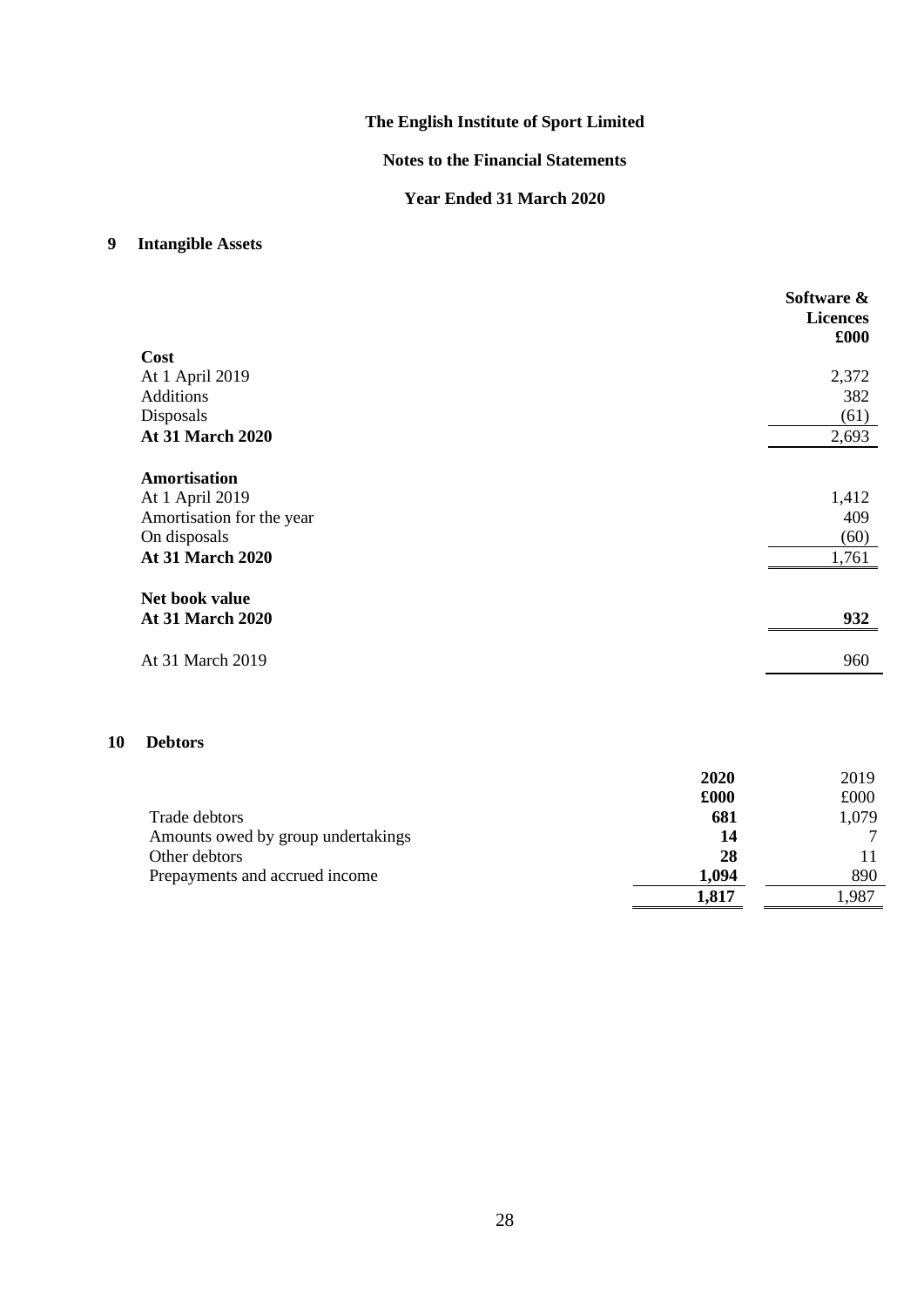# The English Institute of Sport Limited

## Notes to the Financial Statements

## Year Ended 31 March 2020

### 9 Intangible Assets

| | Software & Licences £000 |
|---|---|
| **Cost** | |
| At 1 April 2019 | 2,372 |
| Additions | 382 |
| Disposals | (61) |
| **At 31 March 2020** | 2,693 |
| | |
| **Amortisation** | |
| At 1 April 2019 | 1,412 |
| Amortisation for the year | 409 |
| On disposals | (60) |
| **At 31 March 2020** | 1,761 |
| | |
| **Net book value** | |
| **At 31 March 2020** | **932** |
| | |
| At 31 March 2019 | 960 |

### 10 Debtors

| | **2020 £000** | 2019 £000 |
|---|---|---|
| Trade debtors | **681** | 1,079 |
| Amounts owed by group undertakings | **14** | 7 |
| Other debtors | **28** | 11 |
| Prepayments and accrued income | **1,094** | 890 |
| | **1,817** | 1,987 |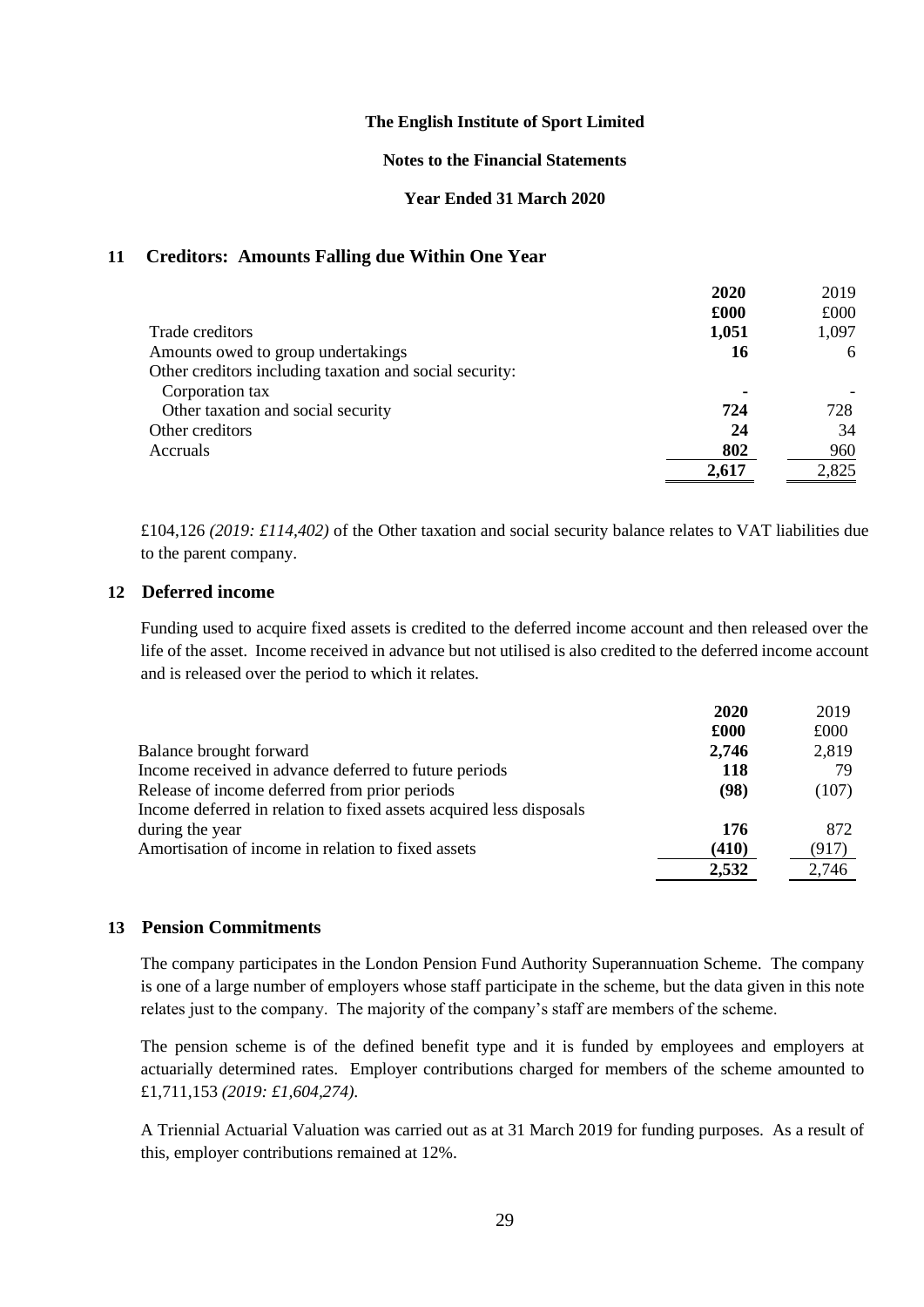## 11 Creditors: Amounts Falling due Within One Year

| | 2020 | 2019 |
|---|---|---|
| | £000 | £000 |
| Trade creditors | **1,051** | 1,097 |
| Amounts owed to group undertakings | **16** | 6 |
| Other creditors including taxation and social security: | | |
| Corporation tax | **-** | - |
| Other taxation and social security | **724** | 728 |
| Other creditors | **24** | 34 |
| Accruals | **802** | 960 |
| | **2,617** | 2,825 |

£104,126 *(2019: £114,402)* of the Other taxation and social security balance relates to VAT liabilities due to the parent company.

## 12 Deferred income

Funding used to acquire fixed assets is credited to the deferred income account and then released over the life of the asset. Income received in advance but not utilised is also credited to the deferred income account and is released over the period to which it relates.

| | 2020 | 2019 |
|---|---|---|
| | £000 | £000 |
| Balance brought forward | **2,746** | 2,819 |
| Income received in advance deferred to future periods | **118** | 79 |
| Release of income deferred from prior periods | **(98)** | (107) |
| Income deferred in relation to fixed assets acquired less disposals during the year | **176** | 872 |
| Amortisation of income in relation to fixed assets | **(410)** | (917) |
| | **2,532** | 2,746 |

## 13 Pension Commitments

The company participates in the London Pension Fund Authority Superannuation Scheme. The company is one of a large number of employers whose staff participate in the scheme, but the data given in this note relates just to the company. The majority of the company's staff are members of the scheme.

The pension scheme is of the defined benefit type and it is funded by employees and employers at actuarially determined rates. Employer contributions charged for members of the scheme amounted to £1,711,153 *(2019: £1,604,274).*

A Triennial Actuarial Valuation was carried out as at 31 March 2019 for funding purposes. As a result of this, employer contributions remained at 12%.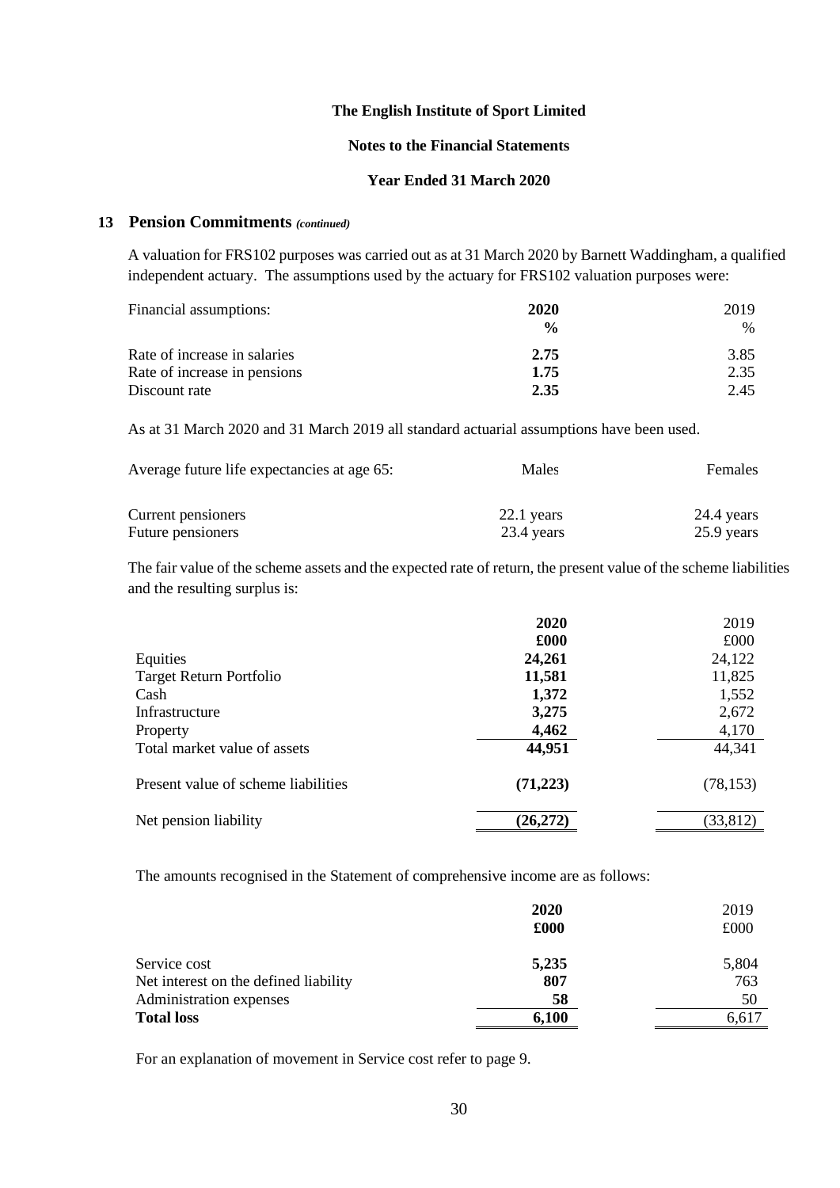## 13 Pension Commitments *(continued)*

A valuation for FRS102 purposes was carried out as at 31 March 2020 by Barnett Waddingham, a qualified independent actuary. The assumptions used by the actuary for FRS102 valuation purposes were:

| Financial assumptions: | **2020** | 2019 |
|---|---|---|
| | **%** | % |
| Rate of increase in salaries | **2.75** | 3.85 |
| Rate of increase in pensions | **1.75** | 2.35 |
| Discount rate | **2.35** | 2.45 |

As at 31 March 2020 and 31 March 2019 all standard actuarial assumptions have been used.

| Average future life expectancies at age 65: | Males | Females |
|---|---|---|
| Current pensioners | 22.1 years | 24.4 years |
| Future pensioners | 23.4 years | 25.9 years |

The fair value of the scheme assets and the expected rate of return, the present value of the scheme liabilities and the resulting surplus is:

| | **2020** | 2019 |
|---|---|---|
| | **£000** | £000 |
| Equities | **24,261** | 24,122 |
| Target Return Portfolio | **11,581** | 11,825 |
| Cash | **1,372** | 1,552 |
| Infrastructure | **3,275** | 2,672 |
| Property | **4,462** | 4,170 |
| Total market value of assets | **44,951** | 44,341 |
| Present value of scheme liabilities | **(71,223)** | (78,153) |
| Net pension liability | **(26,272)** | (33,812) |

The amounts recognised in the Statement of comprehensive income are as follows:

| | **2020** | 2019 |
|---|---|---|
| | **£000** | £000 |
| Service cost | **5,235** | 5,804 |
| Net interest on the defined liability | **807** | 763 |
| Administration expenses | **58** | 50 |
| **Total loss** | **6,100** | 6,617 |

For an explanation of movement in Service cost refer to page 9.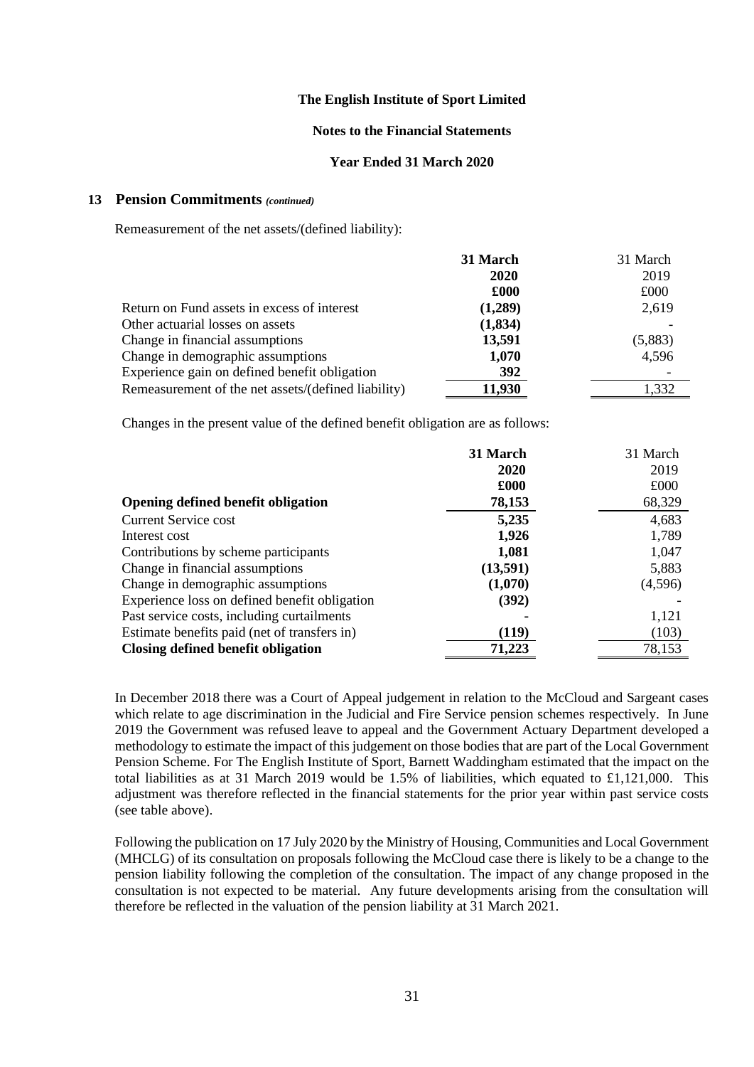## 13 Pension Commitments *(continued)*

Remeasurement of the net assets/(defined liability):

| | **31 March 2020 £000** | 31 March 2019 £000 |
|---|---|---|
| Return on Fund assets in excess of interest | **(1,289)** | 2,619 |
| Other actuarial losses on assets | **(1,834)** | - |
| Change in financial assumptions | **13,591** | (5,883) |
| Change in demographic assumptions | **1,070** | 4,596 |
| Experience gain on defined benefit obligation | **392** | - |
| Remeasurement of the net assets/(defined liability) | **11,930** | 1,332 |

Changes in the present value of the defined benefit obligation are as follows:

| | **31 March 2020 £000** | 31 March 2019 £000 |
|---|---|---|
| **Opening defined benefit obligation** | **78,153** | 68,329 |
| Current Service cost | **5,235** | 4,683 |
| Interest cost | **1,926** | 1,789 |
| Contributions by scheme participants | **1,081** | 1,047 |
| Change in financial assumptions | **(13,591)** | 5,883 |
| Change in demographic assumptions | **(1,070)** | (4,596) |
| Experience loss on defined benefit obligation | **(392)** | - |
| Past service costs, including curtailments | **-** | 1,121 |
| Estimate benefits paid (net of transfers in) | **(119)** | (103) |
| **Closing defined benefit obligation** | **71,223** | 78,153 |

In December 2018 there was a Court of Appeal judgement in relation to the McCloud and Sargeant cases which relate to age discrimination in the Judicial and Fire Service pension schemes respectively. In June 2019 the Government was refused leave to appeal and the Government Actuary Department developed a methodology to estimate the impact of this judgement on those bodies that are part of the Local Government Pension Scheme. For The English Institute of Sport, Barnett Waddingham estimated that the impact on the total liabilities as at 31 March 2019 would be 1.5% of liabilities, which equated to £1,121,000. This adjustment was therefore reflected in the financial statements for the prior year within past service costs (see table above).

Following the publication on 17 July 2020 by the Ministry of Housing, Communities and Local Government (MHCLG) of its consultation on proposals following the McCloud case there is likely to be a change to the pension liability following the completion of the consultation. The impact of any change proposed in the consultation is not expected to be material. Any future developments arising from the consultation will therefore be reflected in the valuation of the pension liability at 31 March 2021.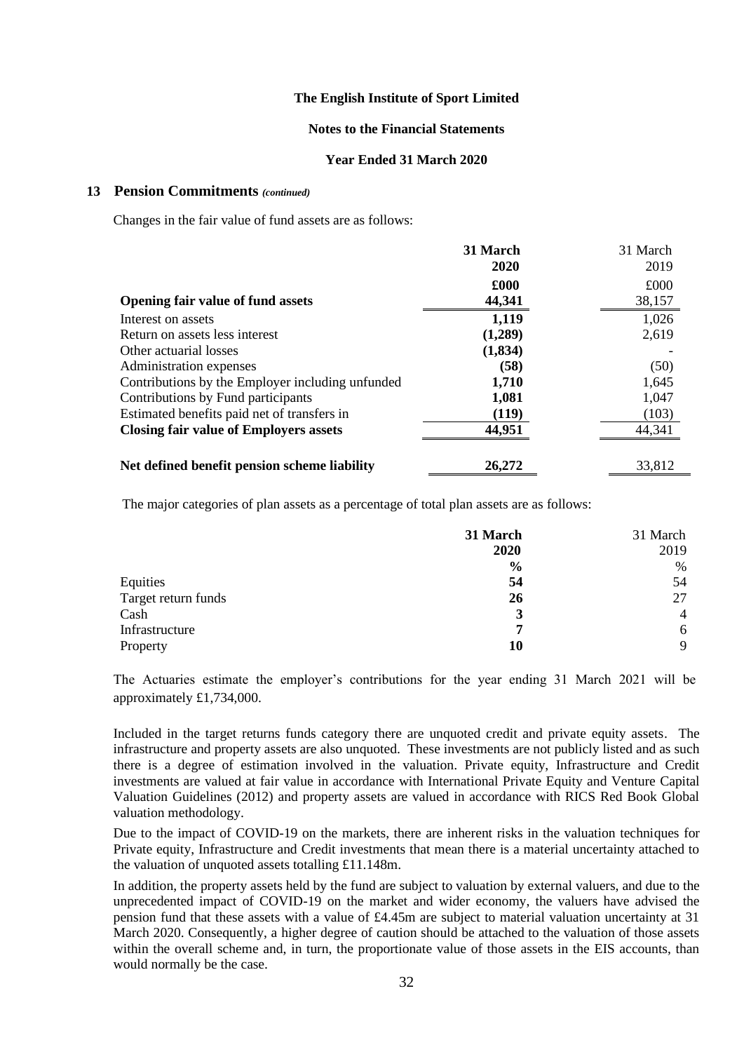**The English Institute of Sport Limited**

**Notes to the Financial Statements**

**Year Ended 31 March 2020**

## 13 Pension Commitments *(continued)*

Changes in the fair value of fund assets are as follows:

| | 31 March 2020 | 31 March 2019 |
|---|---|---|
| | £000 | £000 |
| **Opening fair value of fund assets** | **44,341** | 38,157 |
| Interest on assets | **1,119** | 1,026 |
| Return on assets less interest | **(1,289)** | 2,619 |
| Other actuarial losses | **(1,834)** | - |
| Administration expenses | **(58)** | (50) |
| Contributions by the Employer including unfunded | **1,710** | 1,645 |
| Contributions by Fund participants | **1,081** | 1,047 |
| Estimated benefits paid net of transfers in | **(119)** | (103) |
| **Closing fair value of Employers assets** | **44,951** | 44,341 |
| | | |
| **Net defined benefit pension scheme liability** | **26,272** | 33,812 |

The major categories of plan assets as a percentage of total plan assets are as follows:

| | 31 March 2020 | 31 March 2019 |
|---|---|---|
| | % | % |
| Equities | **54** | 54 |
| Target return funds | **26** | 27 |
| Cash | **3** | 4 |
| Infrastructure | **7** | 6 |
| Property | **10** | 9 |

The Actuaries estimate the employer's contributions for the year ending 31 March 2021 will be approximately £1,734,000.

Included in the target returns funds category there are unquoted credit and private equity assets. The infrastructure and property assets are also unquoted. These investments are not publicly listed and as such there is a degree of estimation involved in the valuation. Private equity, Infrastructure and Credit investments are valued at fair value in accordance with International Private Equity and Venture Capital Valuation Guidelines (2012) and property assets are valued in accordance with RICS Red Book Global valuation methodology.

Due to the impact of COVID-19 on the markets, there are inherent risks in the valuation techniques for Private equity, Infrastructure and Credit investments that mean there is a material uncertainty attached to the valuation of unquoted assets totalling £11.148m.

In addition, the property assets held by the fund are subject to valuation by external valuers, and due to the unprecedented impact of COVID-19 on the market and wider economy, the valuers have advised the pension fund that these assets with a value of £4.45m are subject to material valuation uncertainty at 31 March 2020. Consequently, a higher degree of caution should be attached to the valuation of those assets within the overall scheme and, in turn, the proportionate value of those assets in the EIS accounts, than would normally be the case.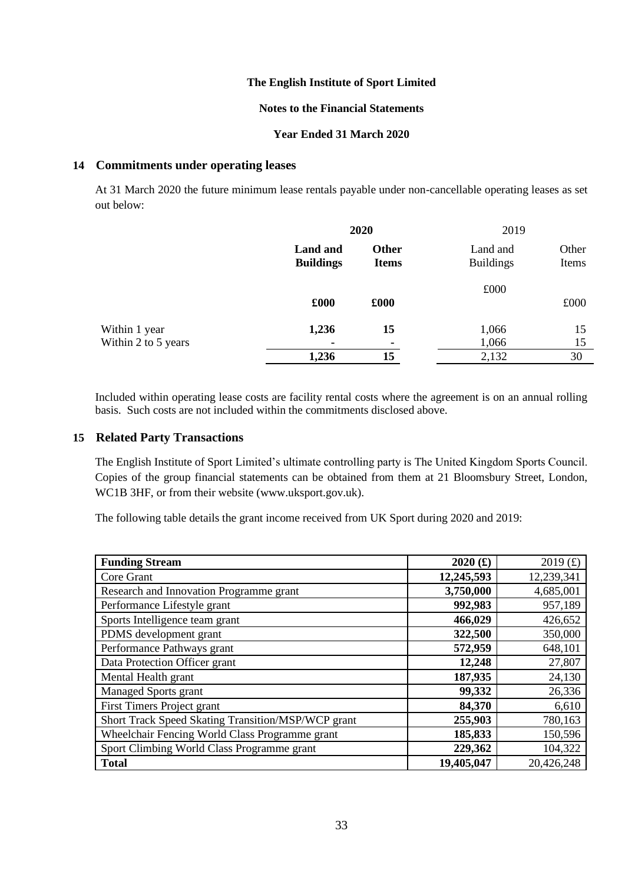**The English Institute of Sport Limited**

**Notes to the Financial Statements**

**Year Ended 31 March 2020**

## 14 Commitments under operating leases

At 31 March 2020 the future minimum lease rentals payable under non-cancellable operating leases as set out below:

| | **2020** | | 2019 | |
|---|---|---|---|---|
| | **Land and Buildings** | **Other Items** | Land and Buildings | Other Items |
| | **£000** | **£000** | £000 | £000 |
| Within 1 year | **1,236** | **15** | 1,066 | 15 |
| Within 2 to 5 years | **-** | **-** | 1,066 | 15 |
| | **1,236** | **15** | 2,132 | 30 |

Included within operating lease costs are facility rental costs where the agreement is on an annual rolling basis. Such costs are not included within the commitments disclosed above.

## 15 Related Party Transactions

The English Institute of Sport Limited's ultimate controlling party is The United Kingdom Sports Council. Copies of the group financial statements can be obtained from them at 21 Bloomsbury Street, London, WC1B 3HF, or from their website (www.uksport.gov.uk).

The following table details the grant income received from UK Sport during 2020 and 2019:

| **Funding Stream** | **2020 (£)** | 2019 (£) |
|---|---|---|
| Core Grant | **12,245,593** | 12,239,341 |
| Research and Innovation Programme grant | **3,750,000** | 4,685,001 |
| Performance Lifestyle grant | **992,983** | 957,189 |
| Sports Intelligence team grant | **466,029** | 426,652 |
| PDMS development grant | **322,500** | 350,000 |
| Performance Pathways grant | **572,959** | 648,101 |
| Data Protection Officer grant | **12,248** | 27,807 |
| Mental Health grant | **187,935** | 24,130 |
| Managed Sports grant | **99,332** | 26,336 |
| First Timers Project grant | **84,370** | 6,610 |
| Short Track Speed Skating Transition/MSP/WCP grant | **255,903** | 780,163 |
| Wheelchair Fencing World Class Programme grant | **185,833** | 150,596 |
| Sport Climbing World Class Programme grant | **229,362** | 104,322 |
| **Total** | **19,405,047** | 20,426,248 |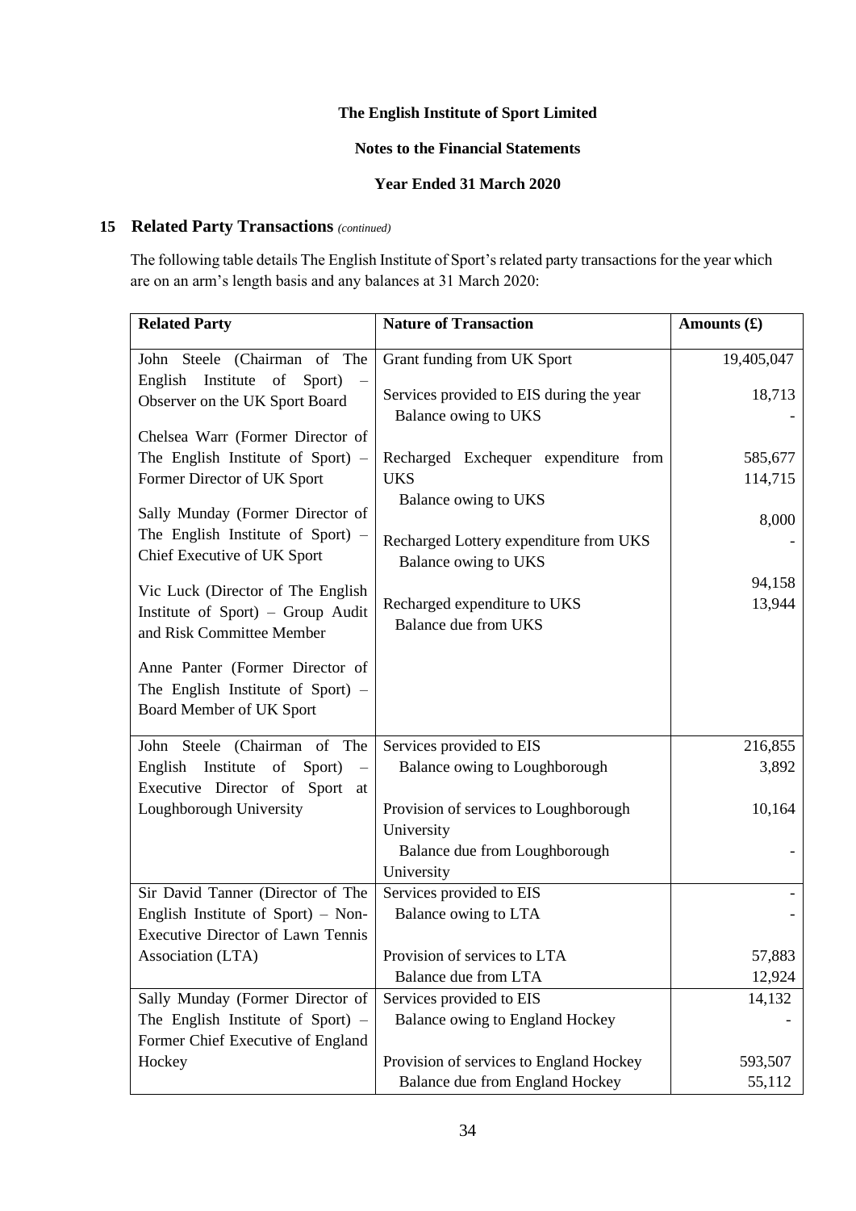The English Institute of Sport Limited

Notes to the Financial Statements

Year Ended 31 March 2020

## 15 Related Party Transactions *(continued)*

The following table details The English Institute of Sport's related party transactions for the year which are on an arm's length basis and any balances at 31 March 2020:

| Related Party | Nature of Transaction | Amounts (£) |
|---|---|---|
| John Steele (Chairman of The English Institute of Sport) – Observer on the UK Sport Board | Grant funding from UK Sport | 19,405,047 |
| | Services provided to EIS during the year | 18,713 |
| Chelsea Warr (Former Director of The English Institute of Sport) – Former Director of UK Sport | Balance owing to UKS | - |
| | Recharged Exchequer expenditure from UKS | 585,677 |
| Sally Munday (Former Director of The English Institute of Sport) – Chief Executive of UK Sport | Balance owing to UKS | 114,715 |
| | Recharged Lottery expenditure from UKS | 8,000 |
| Vic Luck (Director of The English Institute of Sport) – Group Audit and Risk Committee Member | Balance owing to UKS | - |
| | Recharged expenditure to UKS | 94,158 |
| Anne Panter (Former Director of The English Institute of Sport) – Board Member of UK Sport | Balance due from UKS | 13,944 |
| John Steele (Chairman of The English Institute of Sport) – Executive Director of Sport at Loughborough University | Services provided to EIS | 216,855 |
| | Balance owing to Loughborough | 3,892 |
| | Provision of services to Loughborough University | 10,164 |
| | Balance due from Loughborough University | - |
| Sir David Tanner (Director of The English Institute of Sport) – Non-Executive Director of Lawn Tennis Association (LTA) | Services provided to EIS | - |
| | Balance owing to LTA | - |
| | Provision of services to LTA | 57,883 |
| | Balance due from LTA | 12,924 |
| Sally Munday (Former Director of The English Institute of Sport) – Former Chief Executive of England Hockey | Services provided to EIS | 14,132 |
| | Balance owing to England Hockey | - |
| | Provision of services to England Hockey | 593,507 |
| | Balance due from England Hockey | 55,112 |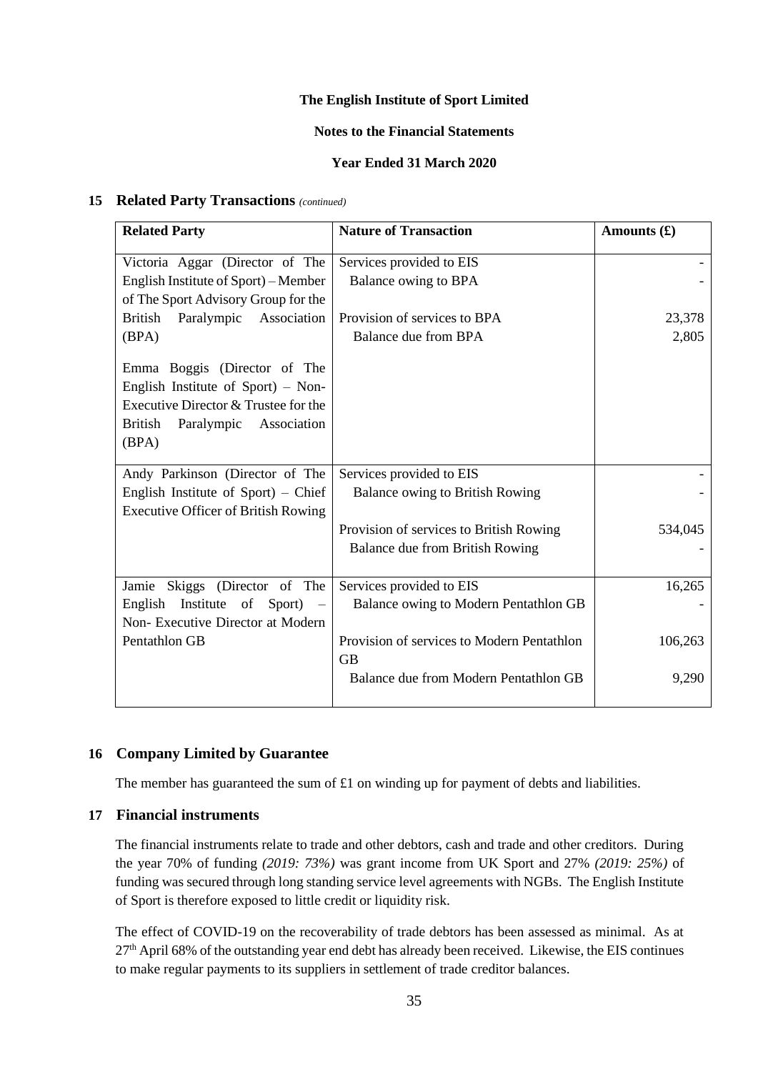The English Institute of Sport Limited

Notes to the Financial Statements

Year Ended 31 March 2020

## 15 Related Party Transactions *(continued)*

| Related Party | Nature of Transaction | Amounts (£) |
|---|---|---|
| Victoria Aggar (Director of The English Institute of Sport) – Member of The Sport Advisory Group for the British Paralympic Association (BPA) | Services provided to EIS | - |
| | Balance owing to BPA | - |
| | Provision of services to BPA | 23,378 |
| | Balance due from BPA | 2,805 |
| Emma Boggis (Director of The English Institute of Sport) – Non-Executive Director & Trustee for the British Paralympic Association (BPA) | | |
| Andy Parkinson (Director of The English Institute of Sport) – Chief Executive Officer of British Rowing | Services provided to EIS | - |
| | Balance owing to British Rowing | - |
| | Provision of services to British Rowing | 534,045 |
| | Balance due from British Rowing | - |
| Jamie Skiggs (Director of The English Institute of Sport) – Non- Executive Director at Modern Pentathlon GB | Services provided to EIS | 16,265 |
| | Balance owing to Modern Pentathlon GB | - |
| | Provision of services to Modern Pentathlon GB | 106,263 |
| | Balance due from Modern Pentathlon GB | 9,290 |

## 16 Company Limited by Guarantee

The member has guaranteed the sum of £1 on winding up for payment of debts and liabilities.

## 17 Financial instruments

The financial instruments relate to trade and other debtors, cash and trade and other creditors. During the year 70% of funding *(2019: 73%)* was grant income from UK Sport and 27% *(2019: 25%)* of funding was secured through long standing service level agreements with NGBs. The English Institute of Sport is therefore exposed to little credit or liquidity risk.

The effect of COVID-19 on the recoverability of trade debtors has been assessed as minimal. As at 27th April 68% of the outstanding year end debt has already been received. Likewise, the EIS continues to make regular payments to its suppliers in settlement of trade creditor balances.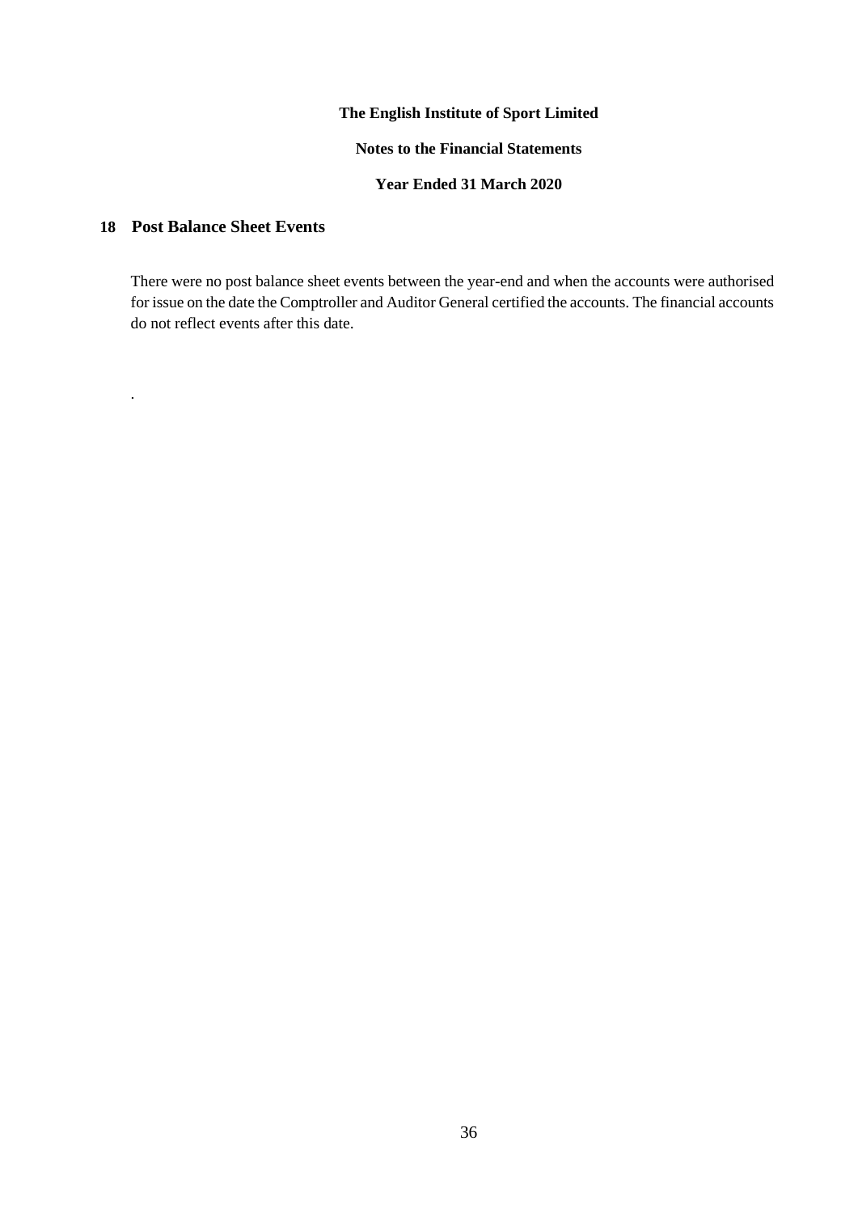**The English Institute of Sport Limited**

**Notes to the Financial Statements**

**Year Ended 31 March 2020**

## 18 Post Balance Sheet Events

There were no post balance sheet events between the year-end and when the accounts were authorised for issue on the date the Comptroller and Auditor General certified the accounts. The financial accounts do not reflect events after this date.

.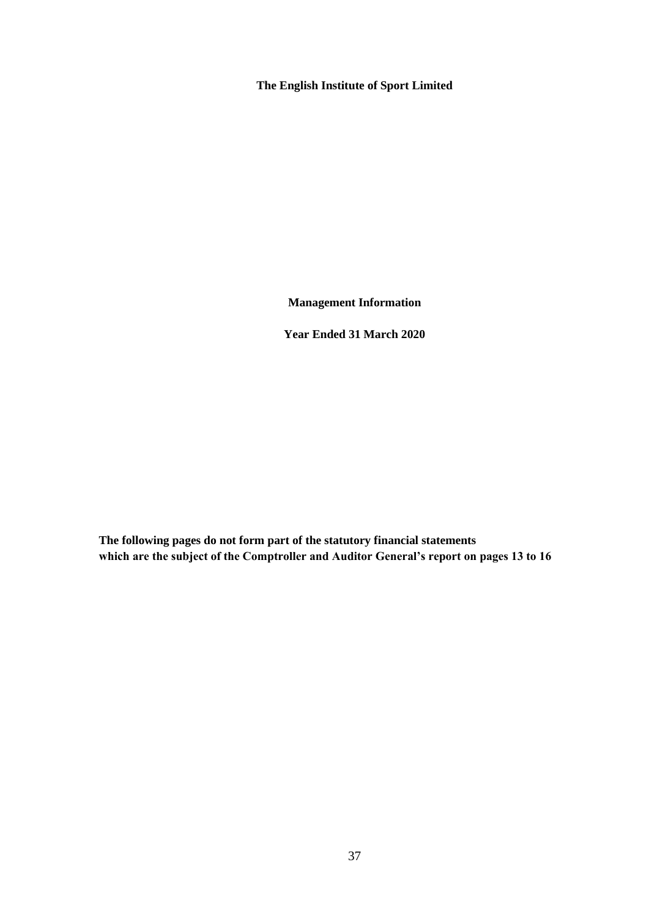**The English Institute of Sport Limited**

**Management Information**

**Year Ended 31 March 2020**

**The following pages do not form part of the statutory financial statements which are the subject of the Comptroller and Auditor General's report on pages 13 to 16**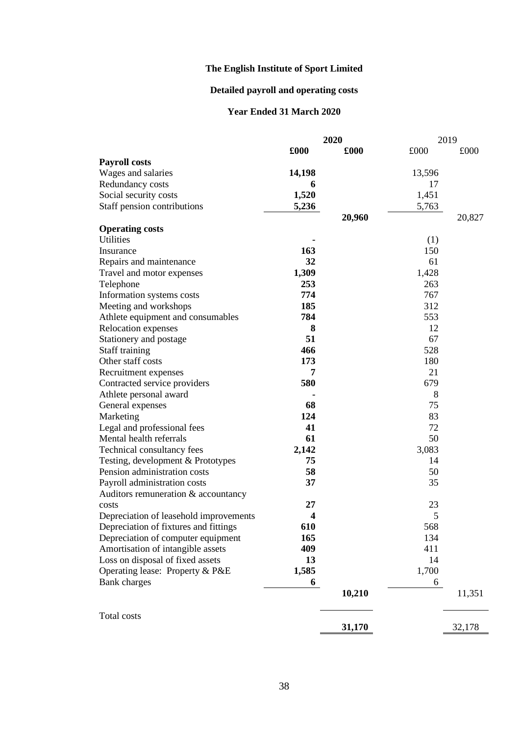# The English Institute of Sport Limited

## Detailed payroll and operating costs

### Year Ended 31 March 2020

| | 2020 | | 2019 | |
|---|---|---|---|---|
| | £000 | £000 | £000 | £000 |
| **Payroll costs** | | | | |
| Wages and salaries | 14,198 | | 13,596 | |
| Redundancy costs | 6 | | 17 | |
| Social security costs | 1,520 | | 1,451 | |
| Staff pension contributions | 5,236 | | 5,763 | |
| | | 20,960 | | 20,827 |
| **Operating costs** | | | | |
| Utilities | - | | (1) | |
| Insurance | 163 | | 150 | |
| Repairs and maintenance | 32 | | 61 | |
| Travel and motor expenses | 1,309 | | 1,428 | |
| Telephone | 253 | | 263 | |
| Information systems costs | 774 | | 767 | |
| Meeting and workshops | 185 | | 312 | |
| Athlete equipment and consumables | 784 | | 553 | |
| Relocation expenses | 8 | | 12 | |
| Stationery and postage | 51 | | 67 | |
| Staff training | 466 | | 528 | |
| Other staff costs | 173 | | 180 | |
| Recruitment expenses | 7 | | 21 | |
| Contracted service providers | 580 | | 679 | |
| Athlete personal award | - | | 8 | |
| General expenses | 68 | | 75 | |
| Marketing | 124 | | 83 | |
| Legal and professional fees | 41 | | 72 | |
| Mental health referrals | 61 | | 50 | |
| Technical consultancy fees | 2,142 | | 3,083 | |
| Testing, development & Prototypes | 75 | | 14 | |
| Pension administration costs | 58 | | 50 | |
| Payroll administration costs | 37 | | 35 | |
| Auditors remuneration & accountancy costs | 27 | | 23 | |
| Depreciation of leasehold improvements | 4 | | 5 | |
| Depreciation of fixtures and fittings | 610 | | 568 | |
| Depreciation of computer equipment | 165 | | 134 | |
| Amortisation of intangible assets | 409 | | 411 | |
| Loss on disposal of fixed assets | 13 | | 14 | |
| Operating lease: Property & P&E | 1,585 | | 1,700 | |
| Bank charges | 6 | | 6 | |
| | | 10,210 | | 11,351 |
| Total costs | | 31,170 | | 32,178 |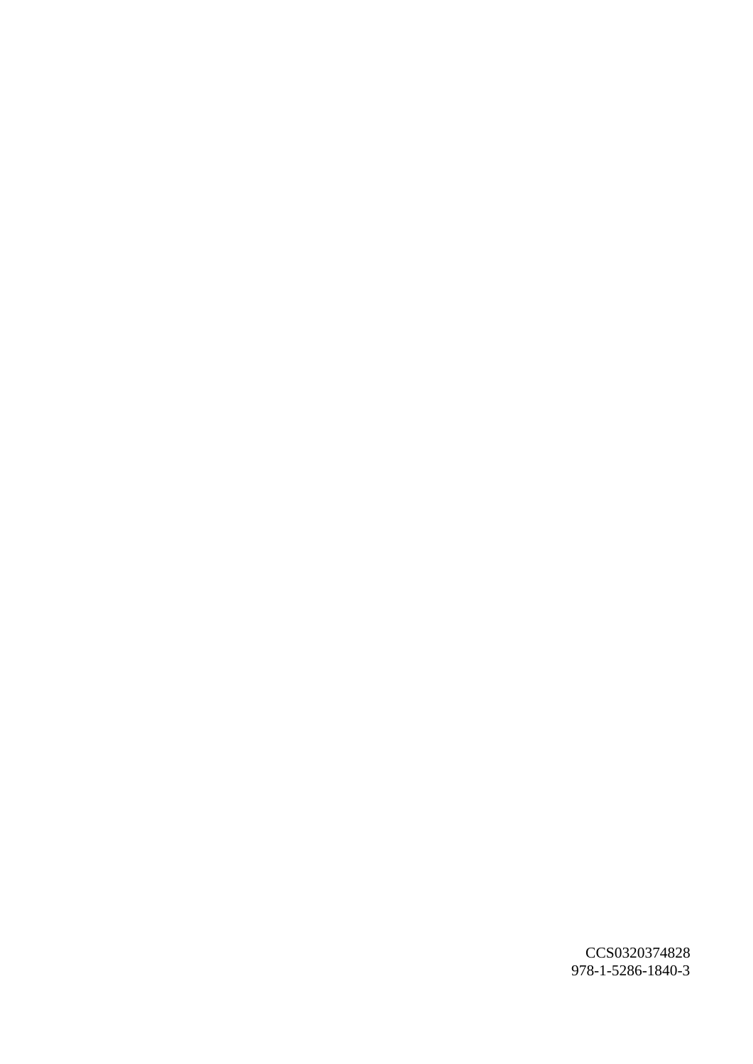CCS0320374828
978-1-5286-1840-3